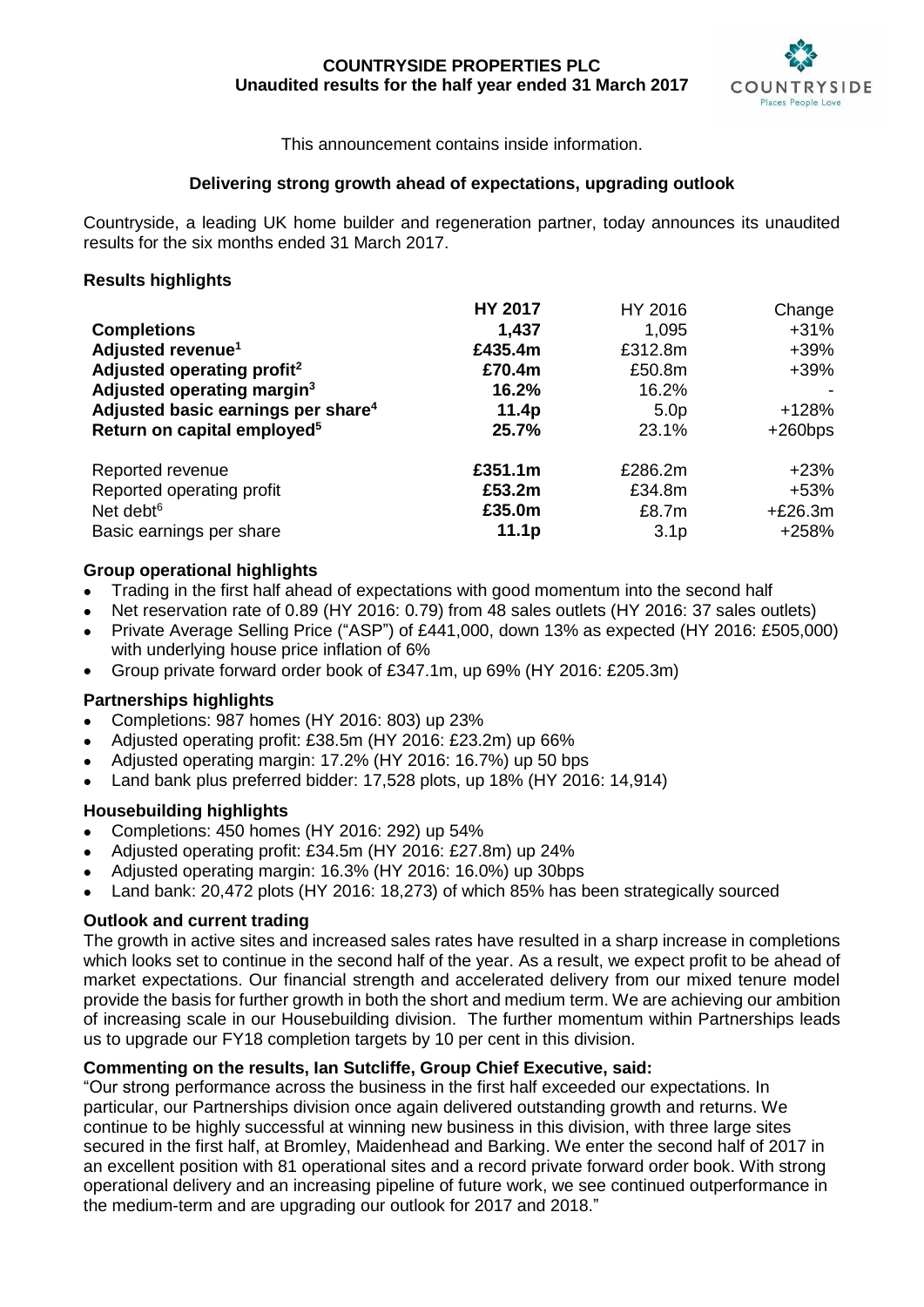**COUNTRYSIDE PROPERTIES PLC**
**Unaudited results for the half year ended 31 March 2017**

This announcement contains inside information.

**Delivering strong growth ahead of expectations, upgrading outlook**

Countryside, a leading UK home builder and regeneration partner, today announces its unaudited results for the six months ended 31 March 2017.

## Results highlights

| | HY 2017 | HY 2016 | Change |
|---|---|---|---|
| **Completions** | **1,437** | 1,095 | +31% |
| **Adjusted revenue**[1] | **£435.4m** | £312.8m | +39% |
| **Adjusted operating profit**[2] | **£70.4m** | £50.8m | +39% |
| **Adjusted operating margin**[3] | **16.2%** | 16.2% | - |
| **Adjusted basic earnings per share**[4] | **11.4p** | 5.0p | +128% |
| **Return on capital employed**[5] | **25.7%** | 23.1% | +260bps |
| Reported revenue | **£351.1m** | £286.2m | +23% |
| Reported operating profit | **£53.2m** | £34.8m | +53% |
| Net debt[6] | **£35.0m** | £8.7m | +£26.3m |
| Basic earnings per share | **11.1p** | 3.1p | +258% |

## Group operational highlights

- Trading in the first half ahead of expectations with good momentum into the second half
- Net reservation rate of 0.89 (HY 2016: 0.79) from 48 sales outlets (HY 2016: 37 sales outlets)
- Private Average Selling Price ("ASP") of £441,000, down 13% as expected (HY 2016: £505,000) with underlying house price inflation of 6%
- Group private forward order book of £347.1m, up 69% (HY 2016: £205.3m)

## Partnerships highlights

- Completions: 987 homes (HY 2016: 803) up 23%
- Adjusted operating profit: £38.5m (HY 2016: £23.2m) up 66%
- Adjusted operating margin: 17.2% (HY 2016: 16.7%) up 50 bps
- Land bank plus preferred bidder: 17,528 plots, up 18% (HY 2016: 14,914)

## Housebuilding highlights

- Completions: 450 homes (HY 2016: 292) up 54%
- Adjusted operating profit: £34.5m (HY 2016: £27.8m) up 24%
- Adjusted operating margin: 16.3% (HY 2016: 16.0%) up 30bps
- Land bank: 20,472 plots (HY 2016: 18,273) of which 85% has been strategically sourced

## Outlook and current trading

The growth in active sites and increased sales rates have resulted in a sharp increase in completions which looks set to continue in the second half of the year. As a result, we expect profit to be ahead of market expectations. Our financial strength and accelerated delivery from our mixed tenure model provide the basis for further growth in both the short and medium term. We are achieving our ambition of increasing scale in our Housebuilding division. The further momentum within Partnerships leads us to upgrade our FY18 completion targets by 10 per cent in this division.

**Commenting on the results, Ian Sutcliffe, Group Chief Executive, said:**

"Our strong performance across the business in the first half exceeded our expectations. In particular, our Partnerships division once again delivered outstanding growth and returns. We continue to be highly successful at winning new business in this division, with three large sites secured in the first half, at Bromley, Maidenhead and Barking. We enter the second half of 2017 in an excellent position with 81 operational sites and a record private forward order book. With strong operational delivery and an increasing pipeline of future work, we see continued outperformance in the medium-term and are upgrading our outlook for 2017 and 2018."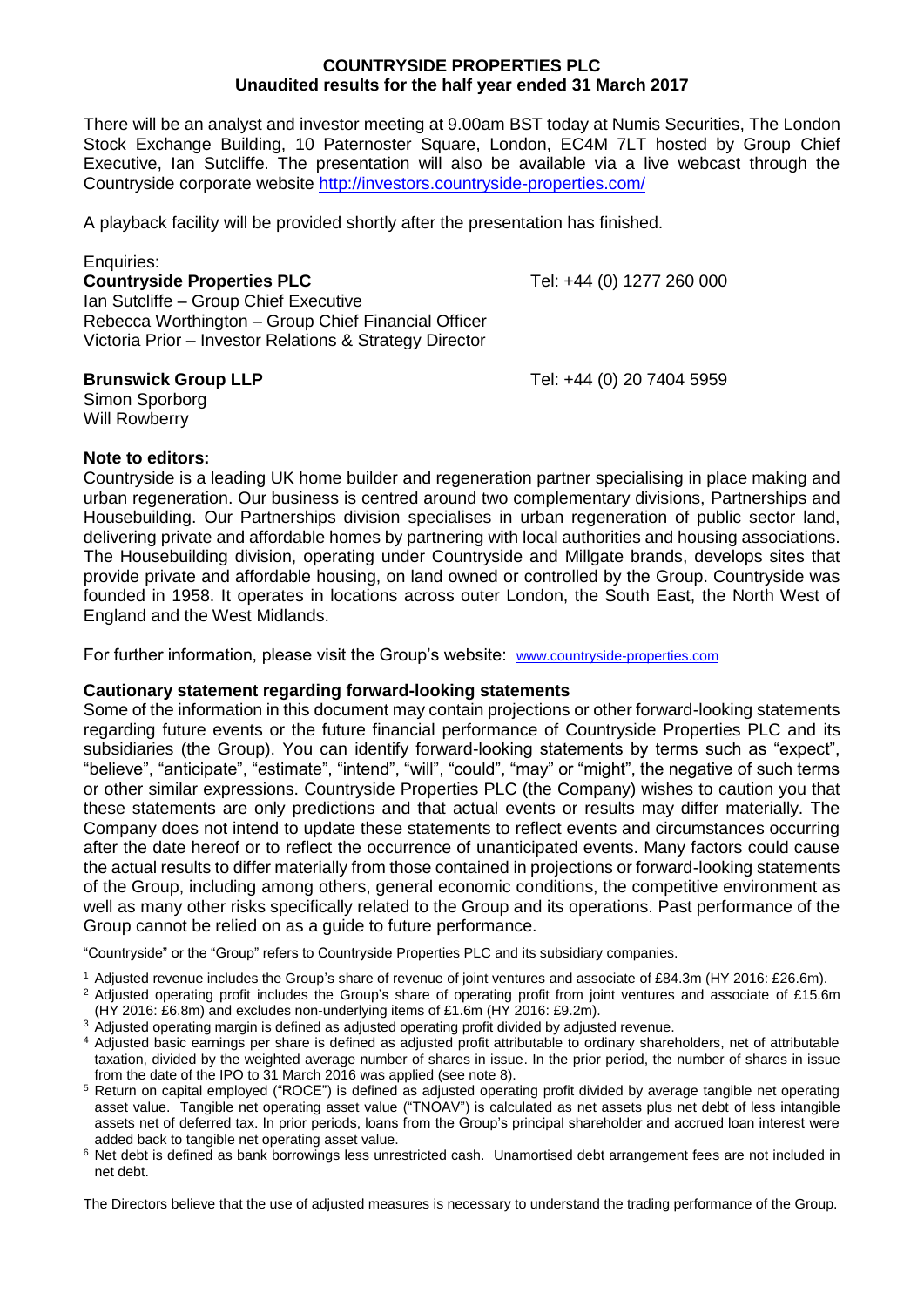**COUNTRYSIDE PROPERTIES PLC**
**Unaudited results for the half year ended 31 March 2017**

There will be an analyst and investor meeting at 9.00am BST today at Numis Securities, The London Stock Exchange Building, 10 Paternoster Square, London, EC4M 7LT hosted by Group Chief Executive, Ian Sutcliffe. The presentation will also be available via a live webcast through the Countryside corporate website http://investors.countryside-properties.com/

A playback facility will be provided shortly after the presentation has finished.

Enquiries:

**Countryside Properties PLC** Tel: +44 (0) 1277 260 000
Ian Sutcliffe – Group Chief Executive
Rebecca Worthington – Group Chief Financial Officer
Victoria Prior – Investor Relations & Strategy Director

**Brunswick Group LLP** Tel: +44 (0) 20 7404 5959
Simon Sporborg
Will Rowberry

**Note to editors:**

Countryside is a leading UK home builder and regeneration partner specialising in place making and urban regeneration. Our business is centred around two complementary divisions, Partnerships and Housebuilding. Our Partnerships division specialises in urban regeneration of public sector land, delivering private and affordable homes by partnering with local authorities and housing associations. The Housebuilding division, operating under Countryside and Millgate brands, develops sites that provide private and affordable housing, on land owned or controlled by the Group. Countryside was founded in 1958. It operates in locations across outer London, the South East, the North West of England and the West Midlands.

For further information, please visit the Group's website: www.countryside-properties.com

**Cautionary statement regarding forward-looking statements**

Some of the information in this document may contain projections or other forward-looking statements regarding future events or the future financial performance of Countryside Properties PLC and its subsidiaries (the Group). You can identify forward-looking statements by terms such as "expect", "believe", "anticipate", "estimate", "intend", "will", "could", "may" or "might", the negative of such terms or other similar expressions. Countryside Properties PLC (the Company) wishes to caution you that these statements are only predictions and that actual events or results may differ materially. The Company does not intend to update these statements to reflect events and circumstances occurring after the date hereof or to reflect the occurrence of unanticipated events. Many factors could cause the actual results to differ materially from those contained in projections or forward-looking statements of the Group, including among others, general economic conditions, the competitive environment as well as many other risks specifically related to the Group and its operations. Past performance of the Group cannot be relied on as a guide to future performance.

"Countryside" or the "Group" refers to Countryside Properties PLC and its subsidiary companies.

[1] Adjusted revenue includes the Group's share of revenue of joint ventures and associate of £84.3m (HY 2016: £26.6m).
[2] Adjusted operating profit includes the Group's share of operating profit from joint ventures and associate of £15.6m (HY 2016: £6.8m) and excludes non-underlying items of £1.6m (HY 2016: £9.2m).
[3] Adjusted operating margin is defined as adjusted operating profit divided by adjusted revenue.
[4] Adjusted basic earnings per share is defined as adjusted profit attributable to ordinary shareholders, net of attributable taxation, divided by the weighted average number of shares in issue. In the prior period, the number of shares in issue from the date of the IPO to 31 March 2016 was applied (see note 8).
[5] Return on capital employed ("ROCE") is defined as adjusted operating profit divided by average tangible net operating asset value. Tangible net operating asset value ("TNOAV") is calculated as net assets plus net debt of less intangible assets net of deferred tax. In prior periods, loans from the Group's principal shareholder and accrued loan interest were added back to tangible net operating asset value.
[6] Net debt is defined as bank borrowings less unrestricted cash. Unamortised debt arrangement fees are not included in net debt.

The Directors believe that the use of adjusted measures is necessary to understand the trading performance of the Group.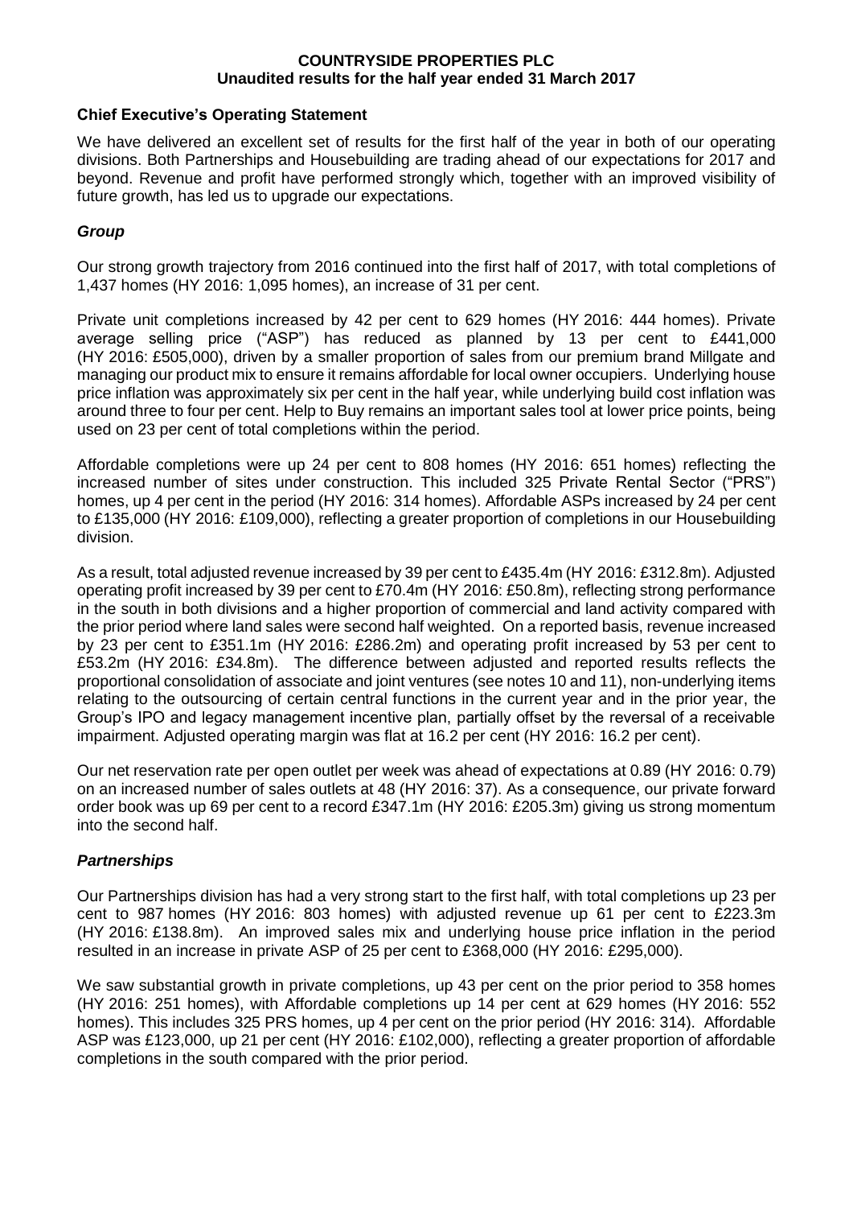**COUNTRYSIDE PROPERTIES PLC**
**Unaudited results for the half year ended 31 March 2017**

## Chief Executive's Operating Statement

We have delivered an excellent set of results for the first half of the year in both of our operating divisions. Both Partnerships and Housebuilding are trading ahead of our expectations for 2017 and beyond. Revenue and profit have performed strongly which, together with an improved visibility of future growth, has led us to upgrade our expectations.

### *Group*

Our strong growth trajectory from 2016 continued into the first half of 2017, with total completions of 1,437 homes (HY 2016: 1,095 homes), an increase of 31 per cent.

Private unit completions increased by 42 per cent to 629 homes (HY 2016: 444 homes). Private average selling price ("ASP") has reduced as planned by 13 per cent to £441,000 (HY 2016: £505,000), driven by a smaller proportion of sales from our premium brand Millgate and managing our product mix to ensure it remains affordable for local owner occupiers. Underlying house price inflation was approximately six per cent in the half year, while underlying build cost inflation was around three to four per cent. Help to Buy remains an important sales tool at lower price points, being used on 23 per cent of total completions within the period.

Affordable completions were up 24 per cent to 808 homes (HY 2016: 651 homes) reflecting the increased number of sites under construction. This included 325 Private Rental Sector ("PRS") homes, up 4 per cent in the period (HY 2016: 314 homes). Affordable ASPs increased by 24 per cent to £135,000 (HY 2016: £109,000), reflecting a greater proportion of completions in our Housebuilding division.

As a result, total adjusted revenue increased by 39 per cent to £435.4m (HY 2016: £312.8m). Adjusted operating profit increased by 39 per cent to £70.4m (HY 2016: £50.8m), reflecting strong performance in the south in both divisions and a higher proportion of commercial and land activity compared with the prior period where land sales were second half weighted. On a reported basis, revenue increased by 23 per cent to £351.1m (HY 2016: £286.2m) and operating profit increased by 53 per cent to £53.2m (HY 2016: £34.8m). The difference between adjusted and reported results reflects the proportional consolidation of associate and joint ventures (see notes 10 and 11), non-underlying items relating to the outsourcing of certain central functions in the current year and in the prior year, the Group's IPO and legacy management incentive plan, partially offset by the reversal of a receivable impairment. Adjusted operating margin was flat at 16.2 per cent (HY 2016: 16.2 per cent).

Our net reservation rate per open outlet per week was ahead of expectations at 0.89 (HY 2016: 0.79) on an increased number of sales outlets at 48 (HY 2016: 37). As a consequence, our private forward order book was up 69 per cent to a record £347.1m (HY 2016: £205.3m) giving us strong momentum into the second half.

### *Partnerships*

Our Partnerships division has had a very strong start to the first half, with total completions up 23 per cent to 987 homes (HY 2016: 803 homes) with adjusted revenue up 61 per cent to £223.3m (HY 2016: £138.8m). An improved sales mix and underlying house price inflation in the period resulted in an increase in private ASP of 25 per cent to £368,000 (HY 2016: £295,000).

We saw substantial growth in private completions, up 43 per cent on the prior period to 358 homes (HY 2016: 251 homes), with Affordable completions up 14 per cent at 629 homes (HY 2016: 552 homes). This includes 325 PRS homes, up 4 per cent on the prior period (HY 2016: 314). Affordable ASP was £123,000, up 21 per cent (HY 2016: £102,000), reflecting a greater proportion of affordable completions in the south compared with the prior period.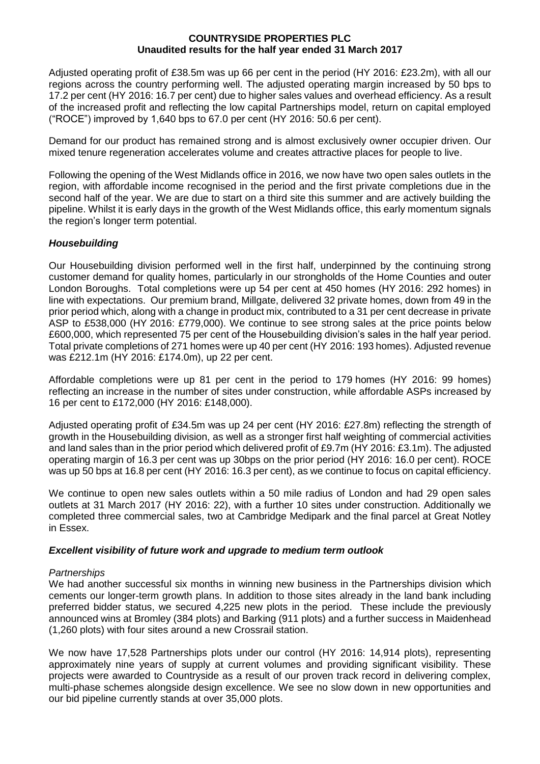**COUNTRYSIDE PROPERTIES PLC**
**Unaudited results for the half year ended 31 March 2017**

Adjusted operating profit of £38.5m was up 66 per cent in the period (HY 2016: £23.2m), with all our regions across the country performing well. The adjusted operating margin increased by 50 bps to 17.2 per cent (HY 2016: 16.7 per cent) due to higher sales values and overhead efficiency. As a result of the increased profit and reflecting the low capital Partnerships model, return on capital employed ("ROCE") improved by 1,640 bps to 67.0 per cent (HY 2016: 50.6 per cent).

Demand for our product has remained strong and is almost exclusively owner occupier driven. Our mixed tenure regeneration accelerates volume and creates attractive places for people to live.

Following the opening of the West Midlands office in 2016, we now have two open sales outlets in the region, with affordable income recognised in the period and the first private completions due in the second half of the year. We are due to start on a third site this summer and are actively building the pipeline. Whilst it is early days in the growth of the West Midlands office, this early momentum signals the region's longer term potential.

### *Housebuilding*

Our Housebuilding division performed well in the first half, underpinned by the continuing strong customer demand for quality homes, particularly in our strongholds of the Home Counties and outer London Boroughs. Total completions were up 54 per cent at 450 homes (HY 2016: 292 homes) in line with expectations. Our premium brand, Millgate, delivered 32 private homes, down from 49 in the prior period which, along with a change in product mix, contributed to a 31 per cent decrease in private ASP to £538,000 (HY 2016: £779,000). We continue to see strong sales at the price points below £600,000, which represented 75 per cent of the Housebuilding division's sales in the half year period. Total private completions of 271 homes were up 40 per cent (HY 2016: 193 homes). Adjusted revenue was £212.1m (HY 2016: £174.0m), up 22 per cent.

Affordable completions were up 81 per cent in the period to 179 homes (HY 2016: 99 homes) reflecting an increase in the number of sites under construction, while affordable ASPs increased by 16 per cent to £172,000 (HY 2016: £148,000).

Adjusted operating profit of £34.5m was up 24 per cent (HY 2016: £27.8m) reflecting the strength of growth in the Housebuilding division, as well as a stronger first half weighting of commercial activities and land sales than in the prior period which delivered profit of £9.7m (HY 2016: £3.1m). The adjusted operating margin of 16.3 per cent was up 30bps on the prior period (HY 2016: 16.0 per cent). ROCE was up 50 bps at 16.8 per cent (HY 2016: 16.3 per cent), as we continue to focus on capital efficiency.

We continue to open new sales outlets within a 50 mile radius of London and had 29 open sales outlets at 31 March 2017 (HY 2016: 22), with a further 10 sites under construction. Additionally we completed three commercial sales, two at Cambridge Medipark and the final parcel at Great Notley in Essex.

### *Excellent visibility of future work and upgrade to medium term outlook*

*Partnerships*

We had another successful six months in winning new business in the Partnerships division which cements our longer-term growth plans. In addition to those sites already in the land bank including preferred bidder status, we secured 4,225 new plots in the period. These include the previously announced wins at Bromley (384 plots) and Barking (911 plots) and a further success in Maidenhead (1,260 plots) with four sites around a new Crossrail station.

We now have 17,528 Partnerships plots under our control (HY 2016: 14,914 plots), representing approximately nine years of supply at current volumes and providing significant visibility. These projects were awarded to Countryside as a result of our proven track record in delivering complex, multi-phase schemes alongside design excellence. We see no slow down in new opportunities and our bid pipeline currently stands at over 35,000 plots.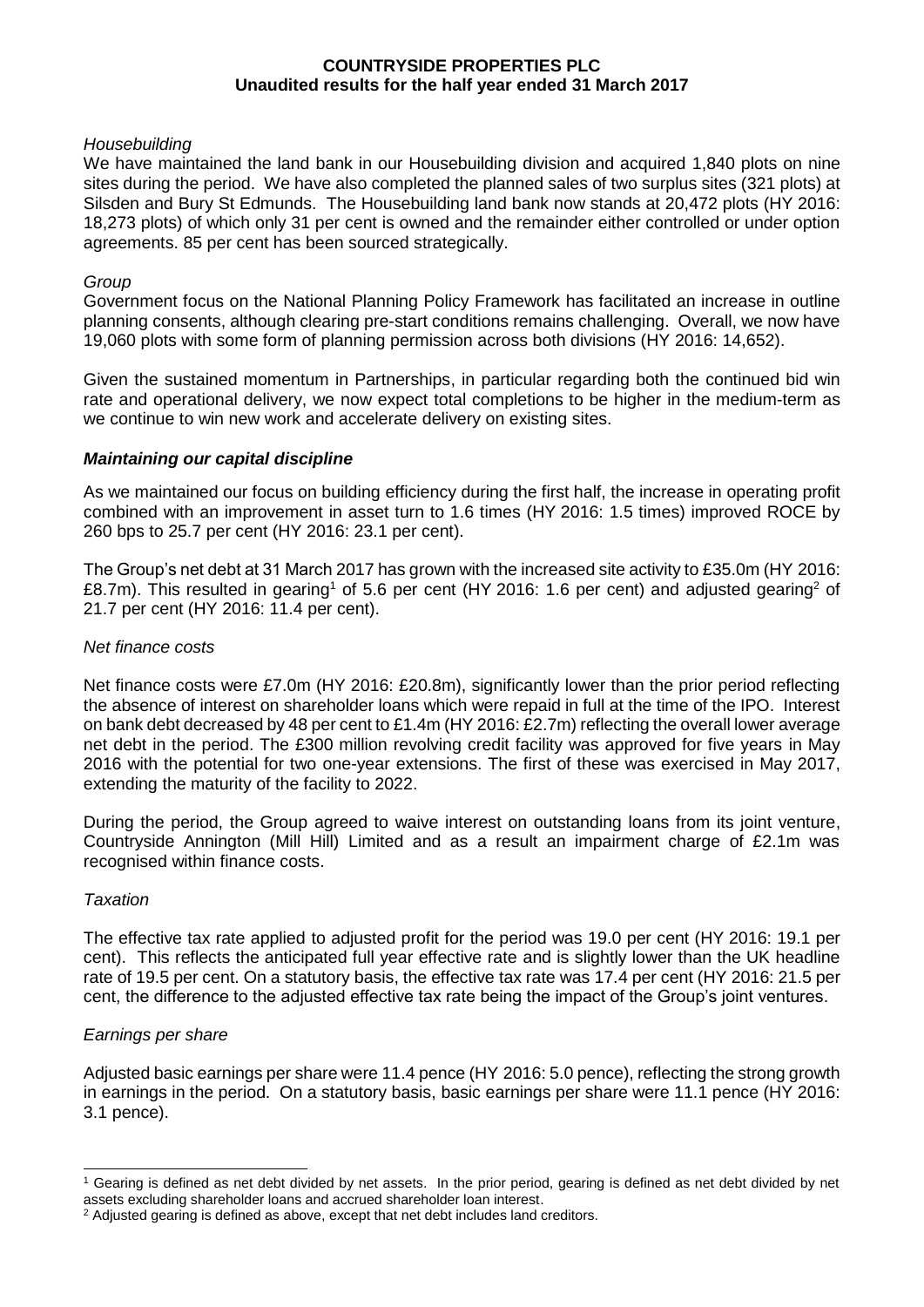**COUNTRYSIDE PROPERTIES PLC**
**Unaudited results for the half year ended 31 March 2017**

*Housebuilding*

We have maintained the land bank in our Housebuilding division and acquired 1,840 plots on nine sites during the period. We have also completed the planned sales of two surplus sites (321 plots) at Silsden and Bury St Edmunds. The Housebuilding land bank now stands at 20,472 plots (HY 2016: 18,273 plots) of which only 31 per cent is owned and the remainder either controlled or under option agreements. 85 per cent has been sourced strategically.

*Group*

Government focus on the National Planning Policy Framework has facilitated an increase in outline planning consents, although clearing pre-start conditions remains challenging. Overall, we now have 19,060 plots with some form of planning permission across both divisions (HY 2016: 14,652).

Given the sustained momentum in Partnerships, in particular regarding both the continued bid win rate and operational delivery, we now expect total completions to be higher in the medium-term as we continue to win new work and accelerate delivery on existing sites.

***Maintaining our capital discipline***

As we maintained our focus on building efficiency during the first half, the increase in operating profit combined with an improvement in asset turn to 1.6 times (HY 2016: 1.5 times) improved ROCE by 260 bps to 25.7 per cent (HY 2016: 23.1 per cent).

The Group's net debt at 31 March 2017 has grown with the increased site activity to £35.0m (HY 2016: £8.7m). This resulted in gearing[1] of 5.6 per cent (HY 2016: 1.6 per cent) and adjusted gearing[2] of 21.7 per cent (HY 2016: 11.4 per cent).

*Net finance costs*

Net finance costs were £7.0m (HY 2016: £20.8m), significantly lower than the prior period reflecting the absence of interest on shareholder loans which were repaid in full at the time of the IPO. Interest on bank debt decreased by 48 per cent to £1.4m (HY 2016: £2.7m) reflecting the overall lower average net debt in the period. The £300 million revolving credit facility was approved for five years in May 2016 with the potential for two one-year extensions. The first of these was exercised in May 2017, extending the maturity of the facility to 2022.

During the period, the Group agreed to waive interest on outstanding loans from its joint venture, Countryside Annington (Mill Hill) Limited and as a result an impairment charge of £2.1m was recognised within finance costs.

*Taxation*

The effective tax rate applied to adjusted profit for the period was 19.0 per cent (HY 2016: 19.1 per cent). This reflects the anticipated full year effective rate and is slightly lower than the UK headline rate of 19.5 per cent. On a statutory basis, the effective tax rate was 17.4 per cent (HY 2016: 21.5 per cent, the difference to the adjusted effective tax rate being the impact of the Group's joint ventures.

*Earnings per share*

Adjusted basic earnings per share were 11.4 pence (HY 2016: 5.0 pence), reflecting the strong growth in earnings in the period. On a statutory basis, basic earnings per share were 11.1 pence (HY 2016: 3.1 pence).

---

[1] Gearing is defined as net debt divided by net assets. In the prior period, gearing is defined as net debt divided by net assets excluding shareholder loans and accrued shareholder loan interest.

[2] Adjusted gearing is defined as above, except that net debt includes land creditors.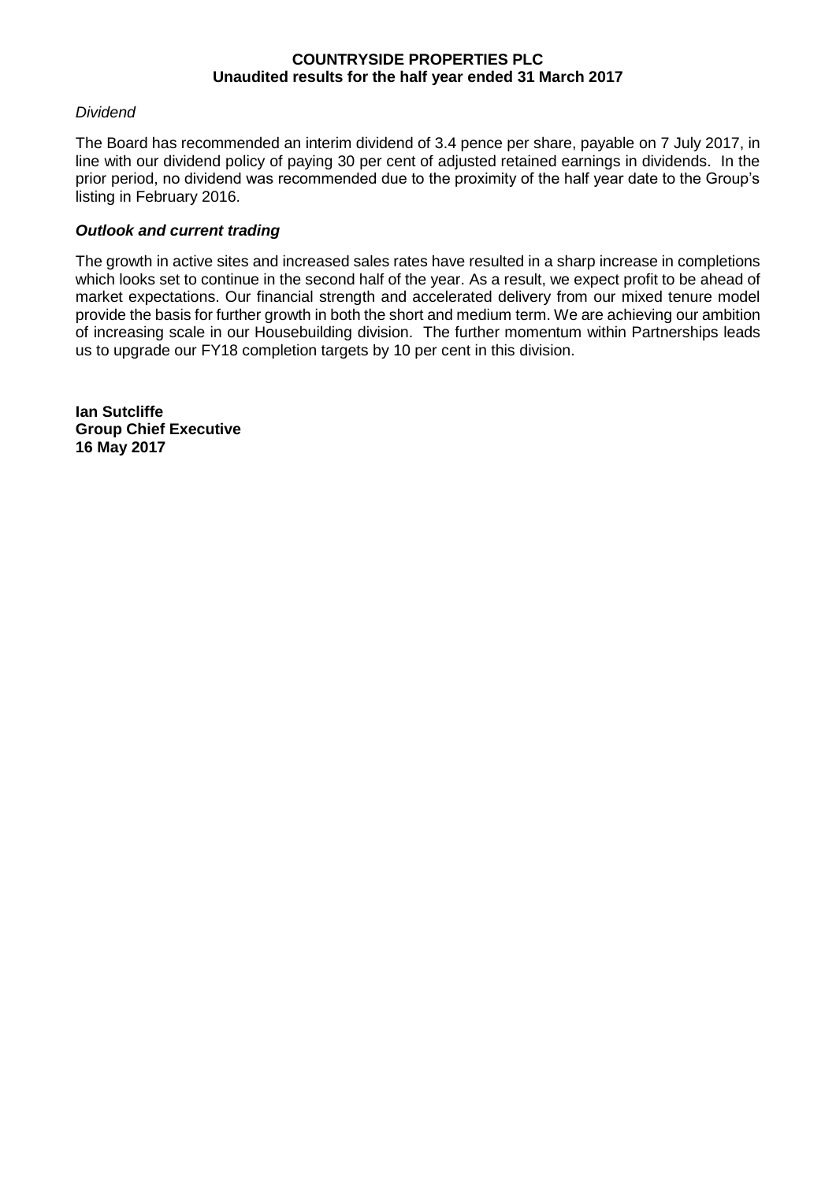*Dividend*

The Board has recommended an interim dividend of 3.4 pence per share, payable on 7 July 2017, in line with our dividend policy of paying 30 per cent of adjusted retained earnings in dividends. In the prior period, no dividend was recommended due to the proximity of the half year date to the Group's listing in February 2016.

***Outlook and current trading***

The growth in active sites and increased sales rates have resulted in a sharp increase in completions which looks set to continue in the second half of the year. As a result, we expect profit to be ahead of market expectations. Our financial strength and accelerated delivery from our mixed tenure model provide the basis for further growth in both the short and medium term. We are achieving our ambition of increasing scale in our Housebuilding division. The further momentum within Partnerships leads us to upgrade our FY18 completion targets by 10 per cent in this division.

**Ian Sutcliffe**
**Group Chief Executive**
**16 May 2017**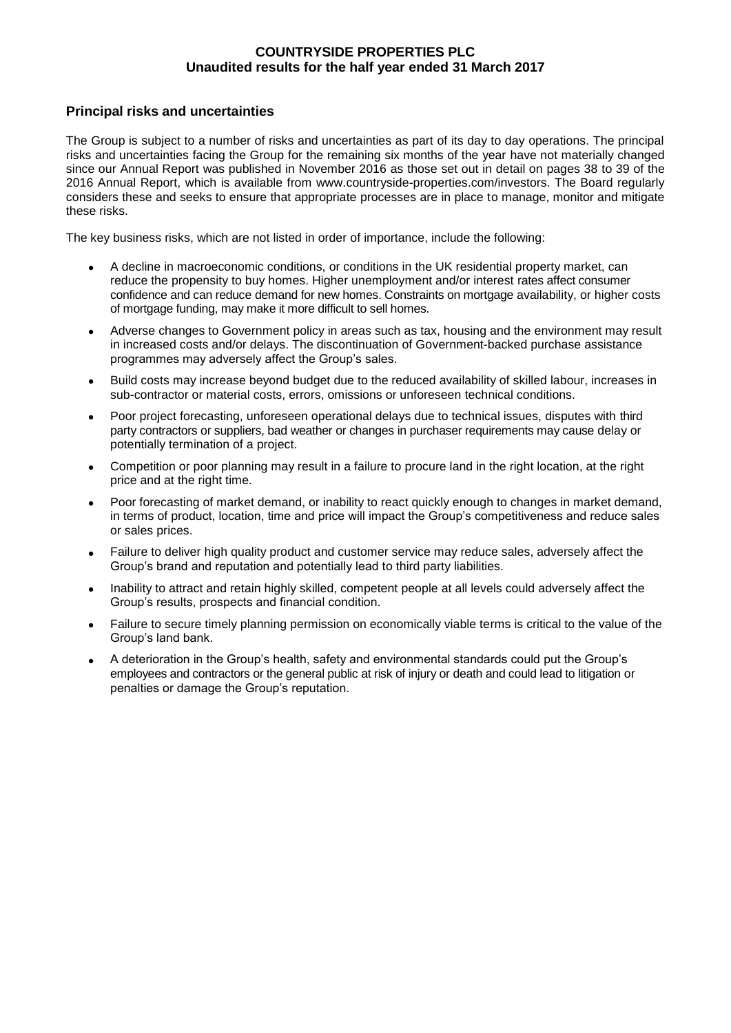## Principal risks and uncertainties

The Group is subject to a number of risks and uncertainties as part of its day to day operations. The principal risks and uncertainties facing the Group for the remaining six months of the year have not materially changed since our Annual Report was published in November 2016 as those set out in detail on pages 38 to 39 of the 2016 Annual Report, which is available from www.countryside-properties.com/investors. The Board regularly considers these and seeks to ensure that appropriate processes are in place to manage, monitor and mitigate these risks.

The key business risks, which are not listed in order of importance, include the following:

- A decline in macroeconomic conditions, or conditions in the UK residential property market, can reduce the propensity to buy homes. Higher unemployment and/or interest rates affect consumer confidence and can reduce demand for new homes. Constraints on mortgage availability, or higher costs of mortgage funding, may make it more difficult to sell homes.
- Adverse changes to Government policy in areas such as tax, housing and the environment may result in increased costs and/or delays. The discontinuation of Government-backed purchase assistance programmes may adversely affect the Group's sales.
- Build costs may increase beyond budget due to the reduced availability of skilled labour, increases in sub-contractor or material costs, errors, omissions or unforeseen technical conditions.
- Poor project forecasting, unforeseen operational delays due to technical issues, disputes with third party contractors or suppliers, bad weather or changes in purchaser requirements may cause delay or potentially termination of a project.
- Competition or poor planning may result in a failure to procure land in the right location, at the right price and at the right time.
- Poor forecasting of market demand, or inability to react quickly enough to changes in market demand, in terms of product, location, time and price will impact the Group's competitiveness and reduce sales or sales prices.
- Failure to deliver high quality product and customer service may reduce sales, adversely affect the Group's brand and reputation and potentially lead to third party liabilities.
- Inability to attract and retain highly skilled, competent people at all levels could adversely affect the Group's results, prospects and financial condition.
- Failure to secure timely planning permission on economically viable terms is critical to the value of the Group's land bank.
- A deterioration in the Group's health, safety and environmental standards could put the Group's employees and contractors or the general public at risk of injury or death and could lead to litigation or penalties or damage the Group's reputation.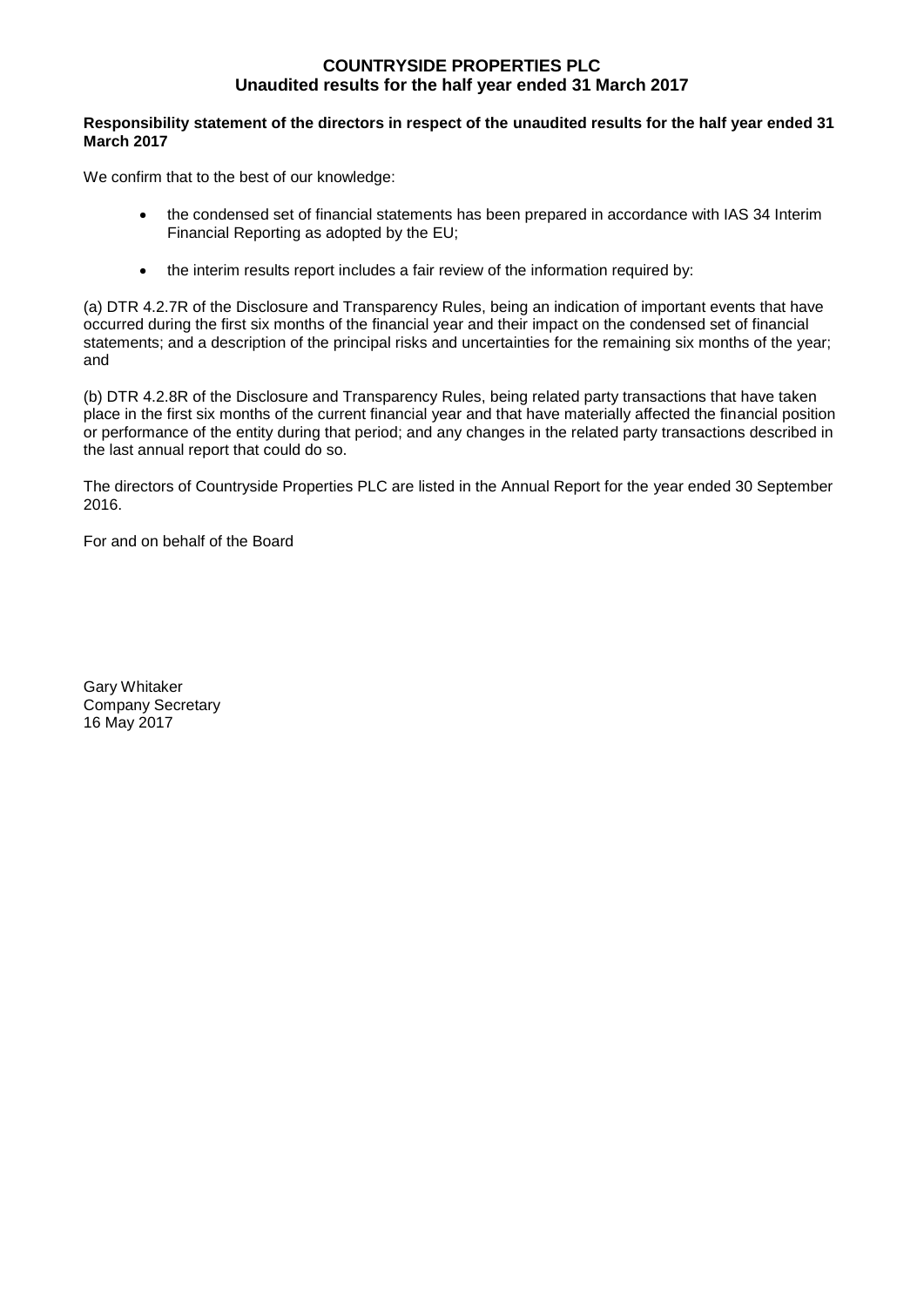**COUNTRYSIDE PROPERTIES PLC**
**Unaudited results for the half year ended 31 March 2017**

**Responsibility statement of the directors in respect of the unaudited results for the half year ended 31 March 2017**

We confirm that to the best of our knowledge:

- the condensed set of financial statements has been prepared in accordance with IAS 34 Interim Financial Reporting as adopted by the EU;
- the interim results report includes a fair review of the information required by:

(a) DTR 4.2.7R of the Disclosure and Transparency Rules, being an indication of important events that have occurred during the first six months of the financial year and their impact on the condensed set of financial statements; and a description of the principal risks and uncertainties for the remaining six months of the year; and

(b) DTR 4.2.8R of the Disclosure and Transparency Rules, being related party transactions that have taken place in the first six months of the current financial year and that have materially affected the financial position or performance of the entity during that period; and any changes in the related party transactions described in the last annual report that could do so.

The directors of Countryside Properties PLC are listed in the Annual Report for the year ended 30 September 2016.

For and on behalf of the Board

Gary Whitaker
Company Secretary
16 May 2017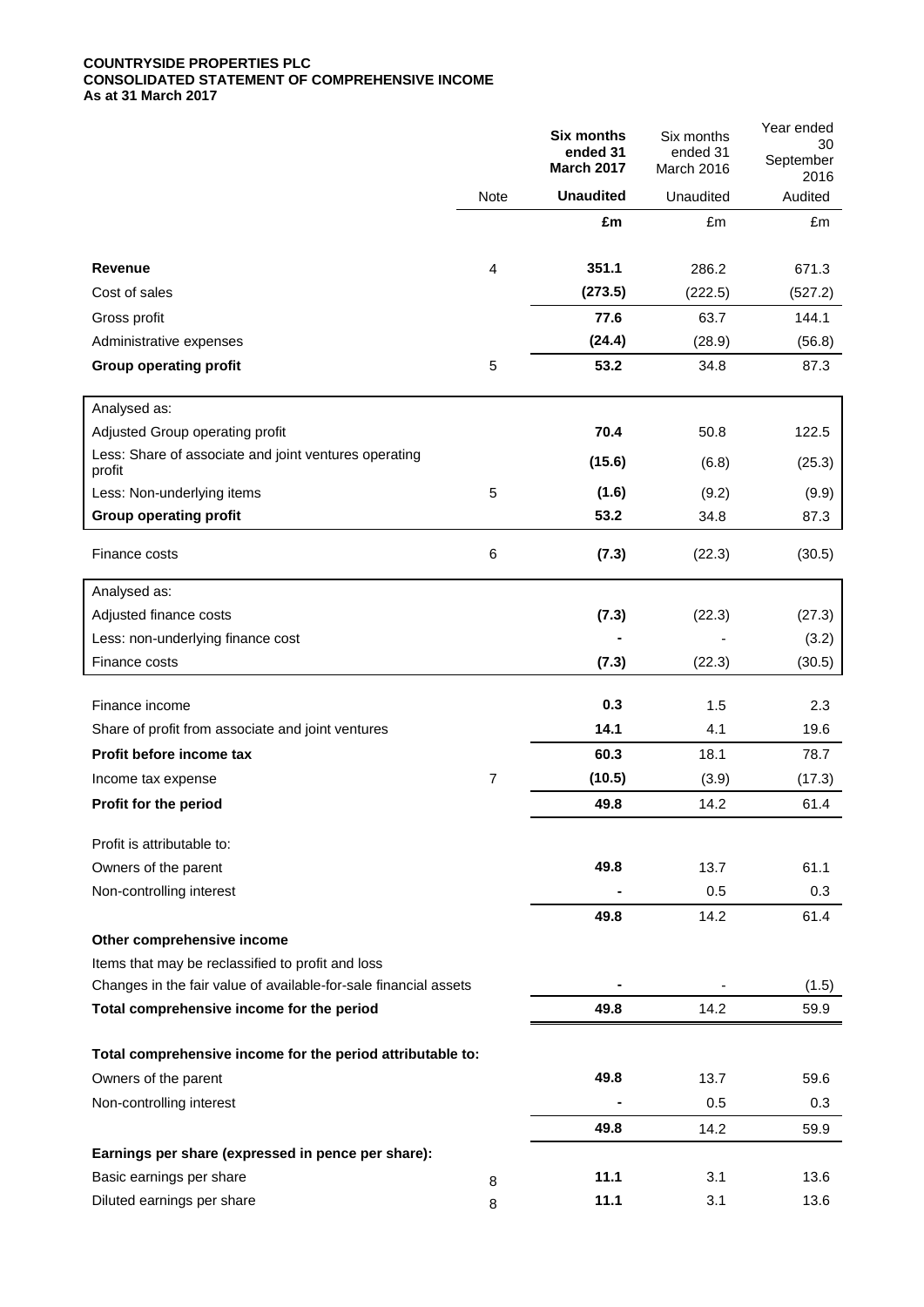**COUNTRYSIDE PROPERTIES PLC**
**CONSOLIDATED STATEMENT OF COMPREHENSIVE INCOME**
**As at 31 March 2017**

| | Note | **Six months ended 31 March 2017** | Six months ended 31 March 2016 | Year ended 30 September 2016 |
|---|---|---|---|---|
| | | **Unaudited** | Unaudited | Audited |
| | | **£m** | £m | £m |
| **Revenue** | 4 | **351.1** | 286.2 | 671.3 |
| Cost of sales | | **(273.5)** | (222.5) | (527.2) |
| Gross profit | | **77.6** | 63.7 | 144.1 |
| Administrative expenses | | **(24.4)** | (28.9) | (56.8) |
| **Group operating profit** | 5 | **53.2** | 34.8 | 87.3 |
| Analysed as: | | | | |
| Adjusted Group operating profit | | **70.4** | 50.8 | 122.5 |
| Less: Share of associate and joint ventures operating profit | | **(15.6)** | (6.8) | (25.3) |
| Less: Non-underlying items | 5 | **(1.6)** | (9.2) | (9.9) |
| **Group operating profit** | | **53.2** | 34.8 | 87.3 |
| Finance costs | 6 | **(7.3)** | (22.3) | (30.5) |
| Analysed as: | | | | |
| Adjusted finance costs | | **(7.3)** | (22.3) | (27.3) |
| Less: non-underlying finance cost | | **-** | - | (3.2) |
| Finance costs | | **(7.3)** | (22.3) | (30.5) |
| Finance income | | **0.3** | 1.5 | 2.3 |
| Share of profit from associate and joint ventures | | **14.1** | 4.1 | 19.6 |
| **Profit before income tax** | | **60.3** | 18.1 | 78.7 |
| Income tax expense | 7 | **(10.5)** | (3.9) | (17.3) |
| **Profit for the period** | | **49.8** | 14.2 | 61.4 |
| Profit is attributable to: | | | | |
| Owners of the parent | | **49.8** | 13.7 | 61.1 |
| Non-controlling interest | | **-** | 0.5 | 0.3 |
| | | **49.8** | 14.2 | 61.4 |
| **Other comprehensive income** | | | | |
| Items that may be reclassified to profit and loss | | | | |
| Changes in the fair value of available-for-sale financial assets | | **-** | - | (1.5) |
| **Total comprehensive income for the period** | | **49.8** | 14.2 | 59.9 |
| **Total comprehensive income for the period attributable to:** | | | | |
| Owners of the parent | | **49.8** | 13.7 | 59.6 |
| Non-controlling interest | | **-** | 0.5 | 0.3 |
| | | **49.8** | 14.2 | 59.9 |
| **Earnings per share (expressed in pence per share):** | | | | |
| Basic earnings per share | 8 | **11.1** | 3.1 | 13.6 |
| Diluted earnings per share | 8 | **11.1** | 3.1 | 13.6 |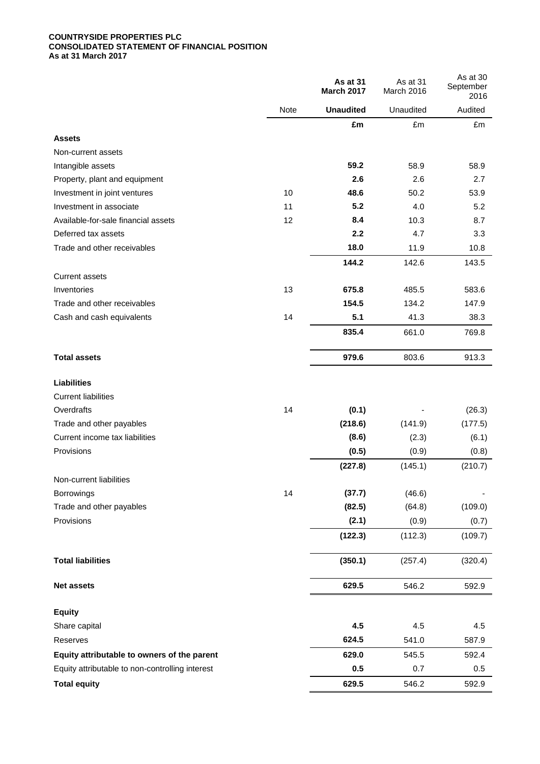**COUNTRYSIDE PROPERTIES PLC**
**CONSOLIDATED STATEMENT OF FINANCIAL POSITION**
**As at 31 March 2017**

| | Note | **As at 31 March 2017** | As at 31 March 2016 | As at 30 September 2016 |
|---|---|---|---|---|
| | | **Unaudited** | Unaudited | Audited |
| | | **£m** | £m | £m |
| **Assets** | | | | |
| Non-current assets | | | | |
| Intangible assets | | **59.2** | 58.9 | 58.9 |
| Property, plant and equipment | | **2.6** | 2.6 | 2.7 |
| Investment in joint ventures | 10 | **48.6** | 50.2 | 53.9 |
| Investment in associate | 11 | **5.2** | 4.0 | 5.2 |
| Available-for-sale financial assets | 12 | **8.4** | 10.3 | 8.7 |
| Deferred tax assets | | **2.2** | 4.7 | 3.3 |
| Trade and other receivables | | **18.0** | 11.9 | 10.8 |
| | | **144.2** | 142.6 | 143.5 |
| Current assets | | | | |
| Inventories | 13 | **675.8** | 485.5 | 583.6 |
| Trade and other receivables | | **154.5** | 134.2 | 147.9 |
| Cash and cash equivalents | 14 | **5.1** | 41.3 | 38.3 |
| | | **835.4** | 661.0 | 769.8 |
| **Total assets** | | **979.6** | 803.6 | 913.3 |
| **Liabilities** | | | | |
| Current liabilities | | | | |
| Overdrafts | 14 | **(0.1)** | - | (26.3) |
| Trade and other payables | | **(218.6)** | (141.9) | (177.5) |
| Current income tax liabilities | | **(8.6)** | (2.3) | (6.1) |
| Provisions | | **(0.5)** | (0.9) | (0.8) |
| | | **(227.8)** | (145.1) | (210.7) |
| Non-current liabilities | | | | |
| Borrowings | 14 | **(37.7)** | (46.6) | - |
| Trade and other payables | | **(82.5)** | (64.8) | (109.0) |
| Provisions | | **(2.1)** | (0.9) | (0.7) |
| | | **(122.3)** | (112.3) | (109.7) |
| **Total liabilities** | | **(350.1)** | (257.4) | (320.4) |
| **Net assets** | | **629.5** | 546.2 | 592.9 |
| **Equity** | | | | |
| Share capital | | **4.5** | 4.5 | 4.5 |
| Reserves | | **624.5** | 541.0 | 587.9 |
| **Equity attributable to owners of the parent** | | **629.0** | 545.5 | 592.4 |
| Equity attributable to non-controlling interest | | **0.5** | 0.7 | 0.5 |
| **Total equity** | | **629.5** | 546.2 | 592.9 |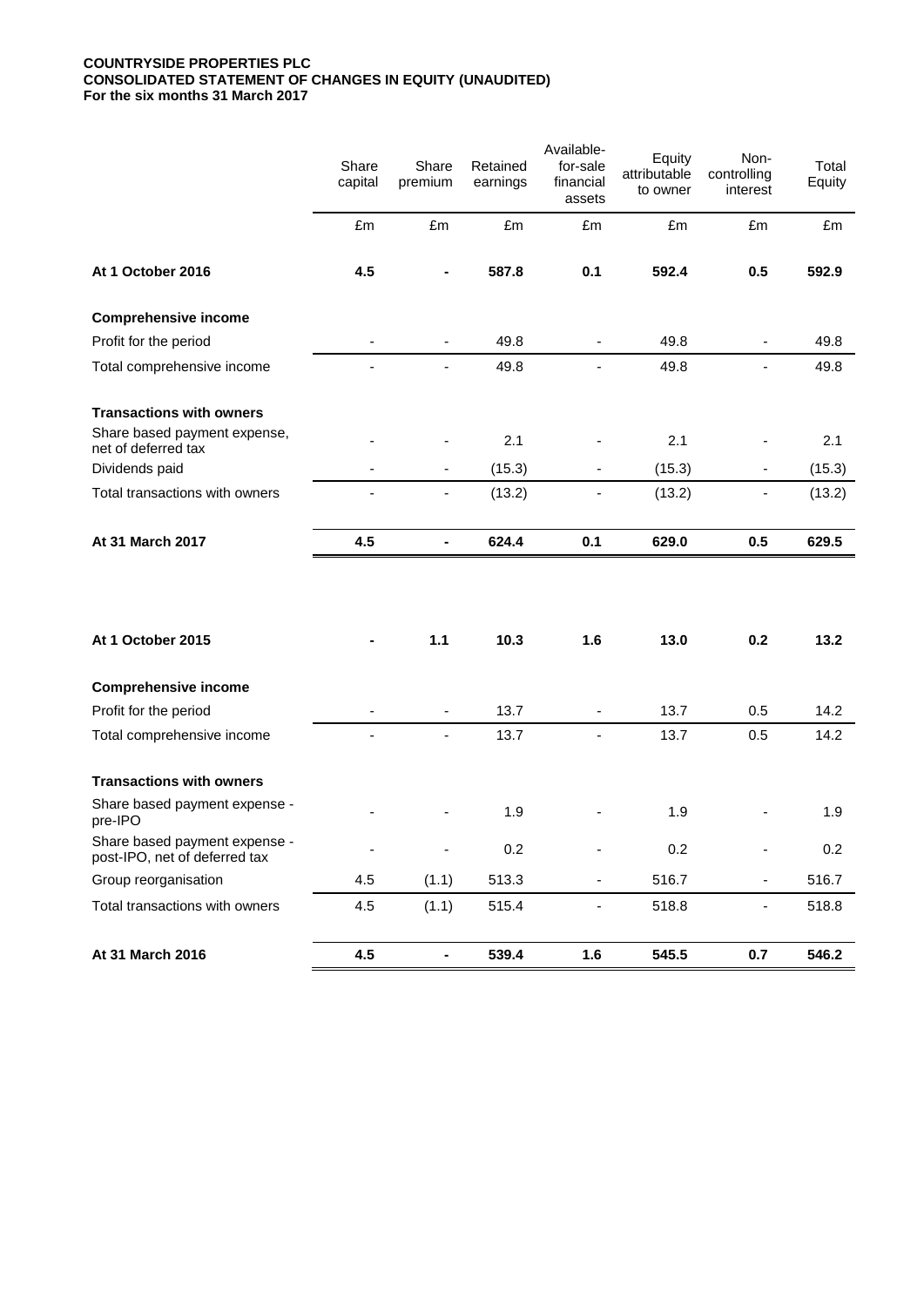**COUNTRYSIDE PROPERTIES PLC**
**CONSOLIDATED STATEMENT OF CHANGES IN EQUITY (UNAUDITED)**
**For the six months 31 March 2017**

| | Share capital | Share premium | Retained earnings | Available-for-sale financial assets | Equity attributable to owner | Non-controlling interest | Total Equity |
|---|---|---|---|---|---|---|---|
| | £m | £m | £m | £m | £m | £m | £m |
| **At 1 October 2016** | **4.5** | **-** | **587.8** | **0.1** | **592.4** | **0.5** | **592.9** |
| **Comprehensive income** | | | | | | | |
| Profit for the period | - | - | 49.8 | - | 49.8 | - | 49.8 |
| Total comprehensive income | - | - | 49.8 | - | 49.8 | - | 49.8 |
| **Transactions with owners** | | | | | | | |
| Share based payment expense, net of deferred tax | - | - | 2.1 | - | 2.1 | - | 2.1 |
| Dividends paid | - | - | (15.3) | - | (15.3) | - | (15.3) |
| Total transactions with owners | - | - | (13.2) | - | (13.2) | - | (13.2) |
| **At 31 March 2017** | **4.5** | **-** | **624.4** | **0.1** | **629.0** | **0.5** | **629.5** |
| | | | | | | | |
| **At 1 October 2015** | **-** | **1.1** | **10.3** | **1.6** | **13.0** | **0.2** | **13.2** |
| **Comprehensive income** | | | | | | | |
| Profit for the period | - | - | 13.7 | - | 13.7 | 0.5 | 14.2 |
| Total comprehensive income | - | - | 13.7 | - | 13.7 | 0.5 | 14.2 |
| **Transactions with owners** | | | | | | | |
| Share based payment expense - pre-IPO | - | - | 1.9 | - | 1.9 | - | 1.9 |
| Share based payment expense - post-IPO, net of deferred tax | - | - | 0.2 | - | 0.2 | - | 0.2 |
| Group reorganisation | 4.5 | (1.1) | 513.3 | - | 516.7 | - | 516.7 |
| Total transactions with owners | 4.5 | (1.1) | 515.4 | - | 518.8 | - | 518.8 |
| **At 31 March 2016** | **4.5** | **-** | **539.4** | **1.6** | **545.5** | **0.7** | **546.2** |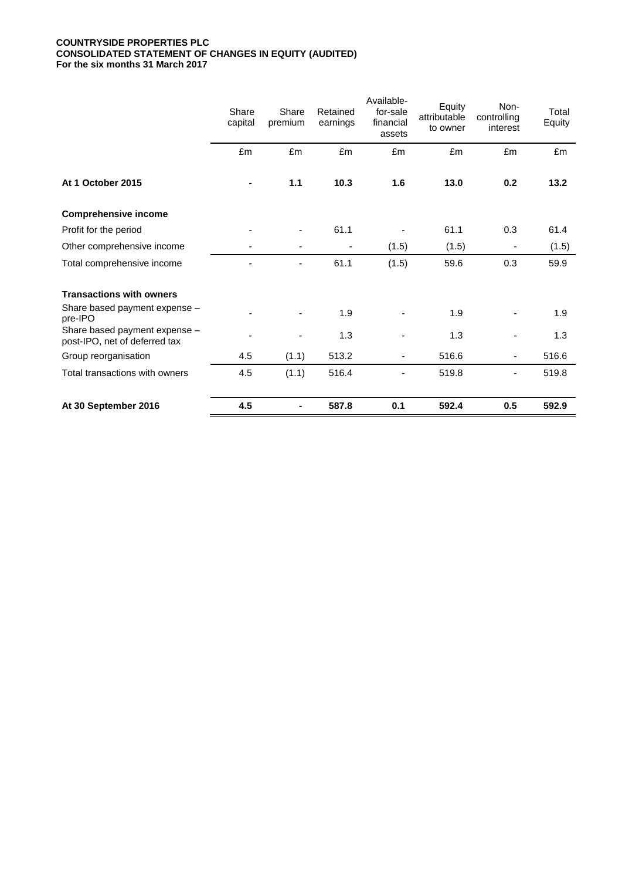**COUNTRYSIDE PROPERTIES PLC**
**CONSOLIDATED STATEMENT OF CHANGES IN EQUITY (AUDITED)**
**For the six months 31 March 2017**

| | Share capital | Share premium | Retained earnings | Available-for-sale financial assets | Equity attributable to owner | Non-controlling interest | Total Equity |
|---|---|---|---|---|---|---|---|
| | £m | £m | £m | £m | £m | £m | £m |
| **At 1 October 2015** | **-** | **1.1** | **10.3** | **1.6** | **13.0** | **0.2** | **13.2** |
| **Comprehensive income** | | | | | | | |
| Profit for the period | - | - | 61.1 | - | 61.1 | 0.3 | 61.4 |
| Other comprehensive income | - | - | - | (1.5) | (1.5) | - | (1.5) |
| Total comprehensive income | - | - | 61.1 | (1.5) | 59.6 | 0.3 | 59.9 |
| **Transactions with owners** | | | | | | | |
| Share based payment expense – pre-IPO | - | - | 1.9 | - | 1.9 | - | 1.9 |
| Share based payment expense – post-IPO, net of deferred tax | - | - | 1.3 | - | 1.3 | - | 1.3 |
| Group reorganisation | 4.5 | (1.1) | 513.2 | - | 516.6 | - | 516.6 |
| Total transactions with owners | 4.5 | (1.1) | 516.4 | - | 519.8 | - | 519.8 |
| **At 30 September 2016** | **4.5** | **-** | **587.8** | **0.1** | **592.4** | **0.5** | **592.9** |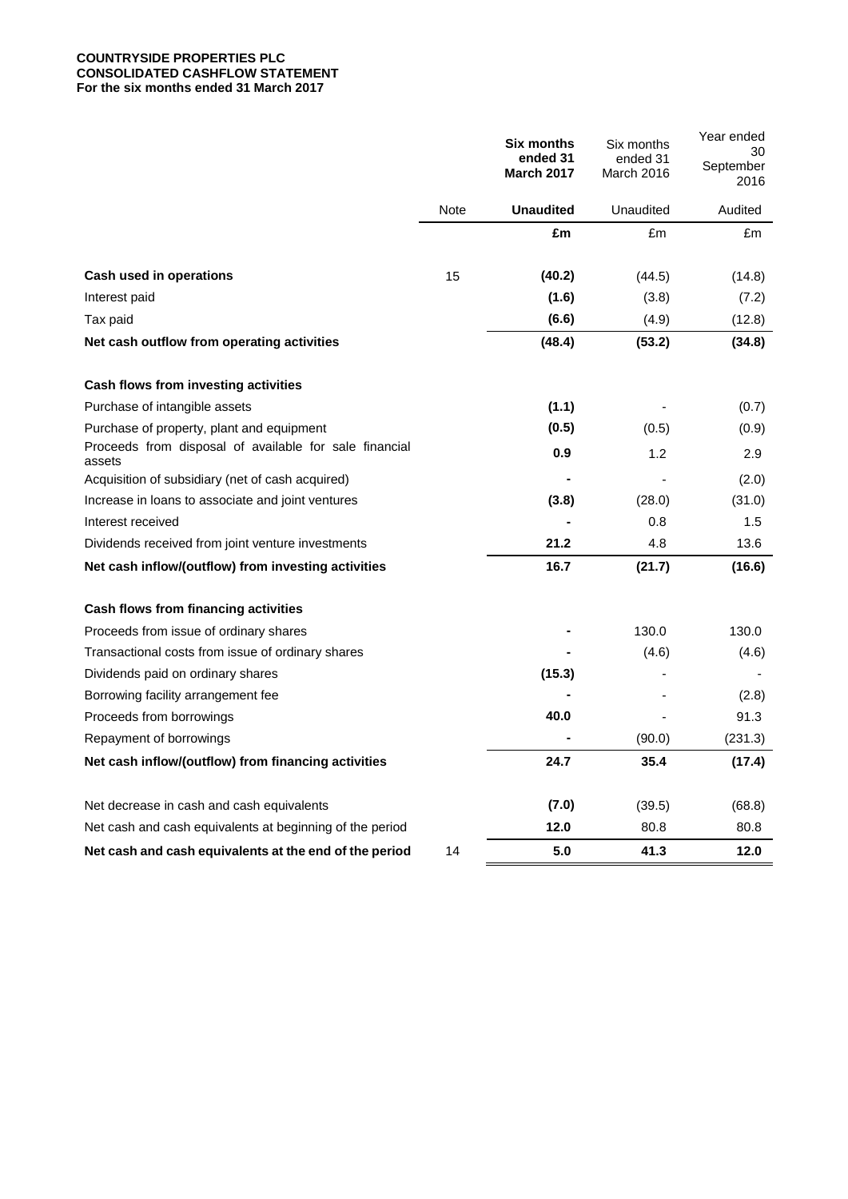**COUNTRYSIDE PROPERTIES PLC**
**CONSOLIDATED CASHFLOW STATEMENT**
**For the six months ended 31 March 2017**

| | Note | **Six months ended 31 March 2017** | Six months ended 31 March 2016 | Year ended 30 September 2016 |
|---|---|---|---|---|
| | | **Unaudited** | Unaudited | Audited |
| | | **£m** | £m | £m |
| **Cash used in operations** | 15 | **(40.2)** | (44.5) | (14.8) |
| Interest paid | | **(1.6)** | (3.8) | (7.2) |
| Tax paid | | **(6.6)** | (4.9) | (12.8) |
| **Net cash outflow from operating activities** | | **(48.4)** | **(53.2)** | **(34.8)** |
| | | | | |
| **Cash flows from investing activities** | | | | |
| Purchase of intangible assets | | **(1.1)** | - | (0.7) |
| Purchase of property, plant and equipment | | **(0.5)** | (0.5) | (0.9) |
| Proceeds from disposal of available for sale financial assets | | **0.9** | 1.2 | 2.9 |
| Acquisition of subsidiary (net of cash acquired) | | **-** | - | (2.0) |
| Increase in loans to associate and joint ventures | | **(3.8)** | (28.0) | (31.0) |
| Interest received | | **-** | 0.8 | 1.5 |
| Dividends received from joint venture investments | | **21.2** | 4.8 | 13.6 |
| **Net cash inflow/(outflow) from investing activities** | | **16.7** | **(21.7)** | **(16.6)** |
| | | | | |
| **Cash flows from financing activities** | | | | |
| Proceeds from issue of ordinary shares | | **-** | 130.0 | 130.0 |
| Transactional costs from issue of ordinary shares | | **-** | (4.6) | (4.6) |
| Dividends paid on ordinary shares | | **(15.3)** | - | - |
| Borrowing facility arrangement fee | | **-** | - | (2.8) |
| Proceeds from borrowings | | **40.0** | - | 91.3 |
| Repayment of borrowings | | **-** | (90.0) | (231.3) |
| **Net cash inflow/(outflow) from financing activities** | | **24.7** | **35.4** | **(17.4)** |
| | | | | |
| Net decrease in cash and cash equivalents | | **(7.0)** | (39.5) | (68.8) |
| Net cash and cash equivalents at beginning of the period | | **12.0** | 80.8 | 80.8 |
| **Net cash and cash equivalents at the end of the period** | 14 | **5.0** | **41.3** | **12.0** |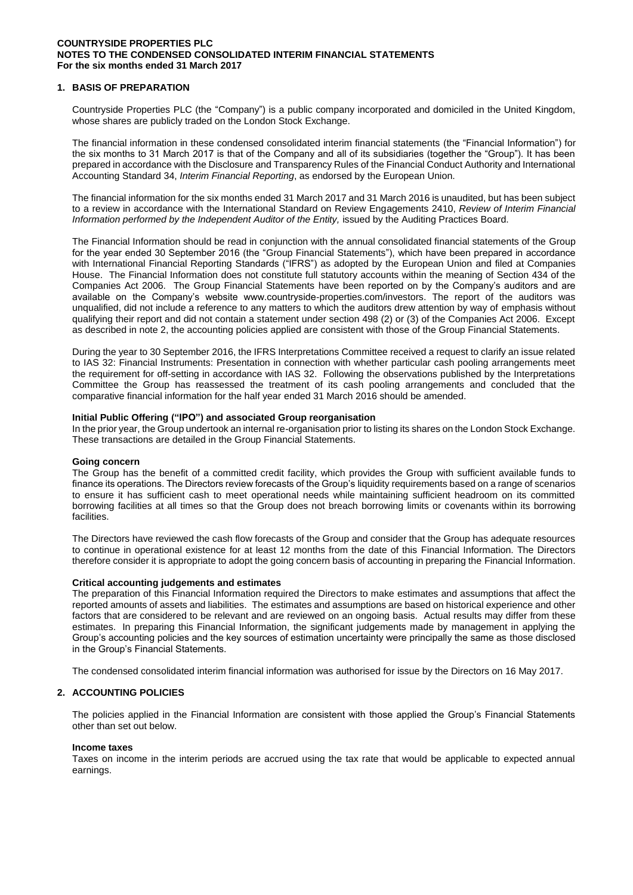**COUNTRYSIDE PROPERTIES PLC**
**NOTES TO THE CONDENSED CONSOLIDATED INTERIM FINANCIAL STATEMENTS**
**For the six months ended 31 March 2017**

## 1. BASIS OF PREPARATION

Countryside Properties PLC (the "Company") is a public company incorporated and domiciled in the United Kingdom, whose shares are publicly traded on the London Stock Exchange.

The financial information in these condensed consolidated interim financial statements (the "Financial Information") for the six months to 31 March 2017 is that of the Company and all of its subsidiaries (together the "Group"). It has been prepared in accordance with the Disclosure and Transparency Rules of the Financial Conduct Authority and International Accounting Standard 34, *Interim Financial Reporting*, as endorsed by the European Union.

The financial information for the six months ended 31 March 2017 and 31 March 2016 is unaudited, but has been subject to a review in accordance with the International Standard on Review Engagements 2410, *Review of Interim Financial Information performed by the Independent Auditor of the Entity,* issued by the Auditing Practices Board.

The Financial Information should be read in conjunction with the annual consolidated financial statements of the Group for the year ended 30 September 2016 (the "Group Financial Statements"), which have been prepared in accordance with International Financial Reporting Standards ("IFRS") as adopted by the European Union and filed at Companies House. The Financial Information does not constitute full statutory accounts within the meaning of Section 434 of the Companies Act 2006. The Group Financial Statements have been reported on by the Company's auditors and are available on the Company's website www.countryside-properties.com/investors. The report of the auditors was unqualified, did not include a reference to any matters to which the auditors drew attention by way of emphasis without qualifying their report and did not contain a statement under section 498 (2) or (3) of the Companies Act 2006. Except as described in note 2, the accounting policies applied are consistent with those of the Group Financial Statements.

During the year to 30 September 2016, the IFRS Interpretations Committee received a request to clarify an issue related to IAS 32: Financial Instruments: Presentation in connection with whether particular cash pooling arrangements meet the requirement for off-setting in accordance with IAS 32. Following the observations published by the Interpretations Committee the Group has reassessed the treatment of its cash pooling arrangements and concluded that the comparative financial information for the half year ended 31 March 2016 should be amended.

**Initial Public Offering ("IPO") and associated Group reorganisation**
In the prior year, the Group undertook an internal re-organisation prior to listing its shares on the London Stock Exchange. These transactions are detailed in the Group Financial Statements.

**Going concern**
The Group has the benefit of a committed credit facility, which provides the Group with sufficient available funds to finance its operations. The Directors review forecasts of the Group's liquidity requirements based on a range of scenarios to ensure it has sufficient cash to meet operational needs while maintaining sufficient headroom on its committed borrowing facilities at all times so that the Group does not breach borrowing limits or covenants within its borrowing facilities.

The Directors have reviewed the cash flow forecasts of the Group and consider that the Group has adequate resources to continue in operational existence for at least 12 months from the date of this Financial Information. The Directors therefore consider it is appropriate to adopt the going concern basis of accounting in preparing the Financial Information.

**Critical accounting judgements and estimates**
The preparation of this Financial Information required the Directors to make estimates and assumptions that affect the reported amounts of assets and liabilities. The estimates and assumptions are based on historical experience and other factors that are considered to be relevant and are reviewed on an ongoing basis. Actual results may differ from these estimates. In preparing this Financial Information, the significant judgements made by management in applying the Group's accounting policies and the key sources of estimation uncertainty were principally the same as those disclosed in the Group's Financial Statements.

The condensed consolidated interim financial information was authorised for issue by the Directors on 16 May 2017.

## 2. ACCOUNTING POLICIES

The policies applied in the Financial Information are consistent with those applied the Group's Financial Statements other than set out below.

**Income taxes**
Taxes on income in the interim periods are accrued using the tax rate that would be applicable to expected annual earnings.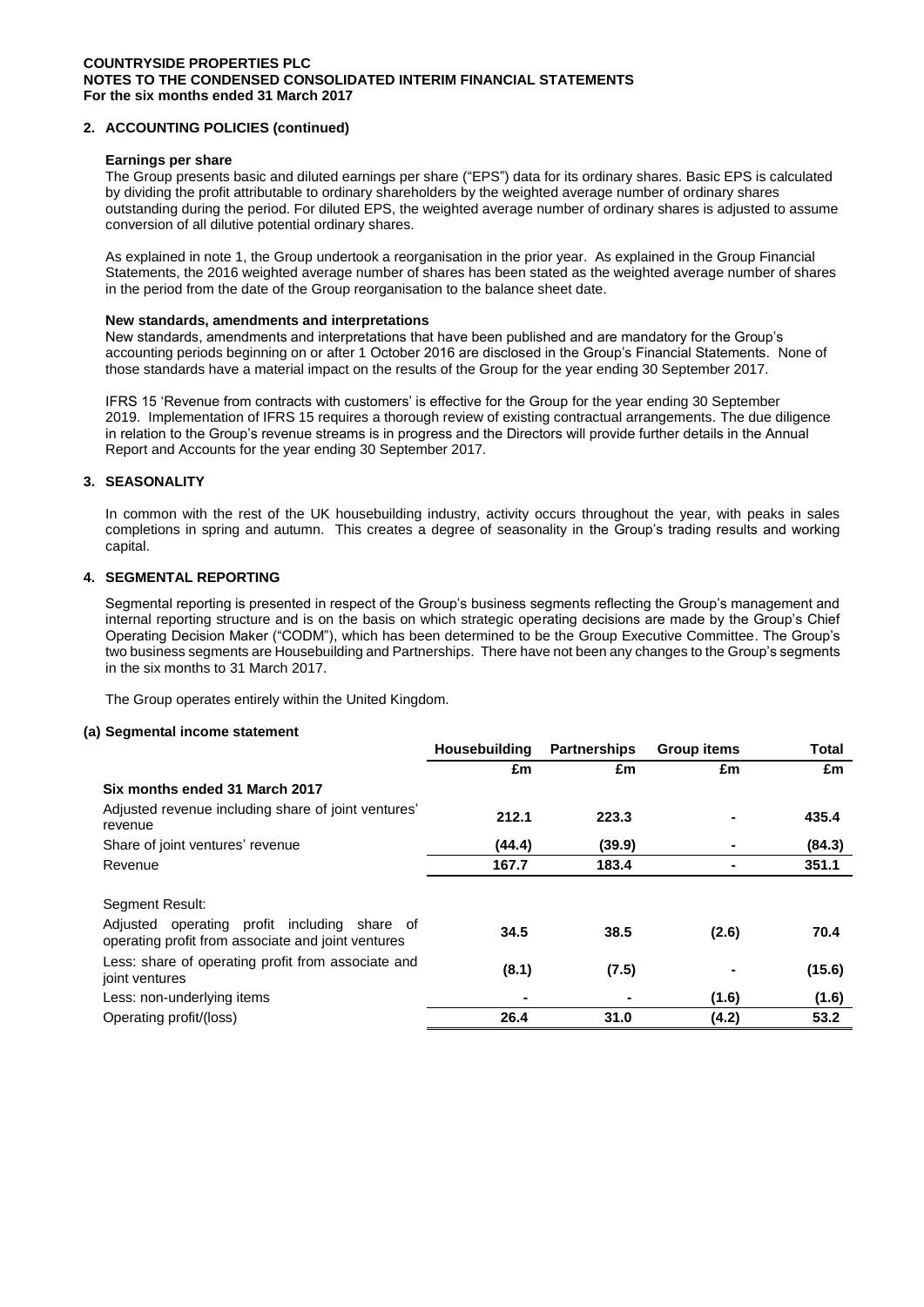**COUNTRYSIDE PROPERTIES PLC**
**NOTES TO THE CONDENSED CONSOLIDATED INTERIM FINANCIAL STATEMENTS**
**For the six months ended 31 March 2017**

## 2. ACCOUNTING POLICIES (continued)

**Earnings per share**

The Group presents basic and diluted earnings per share ("EPS") data for its ordinary shares. Basic EPS is calculated by dividing the profit attributable to ordinary shareholders by the weighted average number of ordinary shares outstanding during the period. For diluted EPS, the weighted average number of ordinary shares is adjusted to assume conversion of all dilutive potential ordinary shares.

As explained in note 1, the Group undertook a reorganisation in the prior year. As explained in the Group Financial Statements, the 2016 weighted average number of shares has been stated as the weighted average number of shares in the period from the date of the Group reorganisation to the balance sheet date.

**New standards, amendments and interpretations**

New standards, amendments and interpretations that have been published and are mandatory for the Group's accounting periods beginning on or after 1 October 2016 are disclosed in the Group's Financial Statements. None of those standards have a material impact on the results of the Group for the year ending 30 September 2017.

IFRS 15 'Revenue from contracts with customers' is effective for the Group for the year ending 30 September 2019. Implementation of IFRS 15 requires a thorough review of existing contractual arrangements. The due diligence in relation to the Group's revenue streams is in progress and the Directors will provide further details in the Annual Report and Accounts for the year ending 30 September 2017.

## 3. SEASONALITY

In common with the rest of the UK housebuilding industry, activity occurs throughout the year, with peaks in sales completions in spring and autumn. This creates a degree of seasonality in the Group's trading results and working capital.

## 4. SEGMENTAL REPORTING

Segmental reporting is presented in respect of the Group's business segments reflecting the Group's management and internal reporting structure and is on the basis on which strategic operating decisions are made by the Group's Chief Operating Decision Maker ("CODM"), which has been determined to be the Group Executive Committee. The Group's two business segments are Housebuilding and Partnerships. There have not been any changes to the Group's segments in the six months to 31 March 2017.

The Group operates entirely within the United Kingdom.

### (a) Segmental income statement

| | Housebuilding | Partnerships | Group items | Total |
|---|---|---|---|---|
| | £m | £m | £m | £m |
| **Six months ended 31 March 2017** | | | | |
| Adjusted revenue including share of joint ventures' revenue | **212.1** | **223.3** | **-** | **435.4** |
| Share of joint ventures' revenue | **(44.4)** | **(39.9)** | **-** | **(84.3)** |
| Revenue | **167.7** | **183.4** | **-** | **351.1** |
| | | | | |
| Segment Result: | | | | |
| Adjusted operating profit including share of operating profit from associate and joint ventures | **34.5** | **38.5** | **(2.6)** | **70.4** |
| Less: share of operating profit from associate and joint ventures | **(8.1)** | **(7.5)** | **-** | **(15.6)** |
| Less: non-underlying items | **-** | **-** | **(1.6)** | **(1.6)** |
| Operating profit/(loss) | **26.4** | **31.0** | **(4.2)** | **53.2** |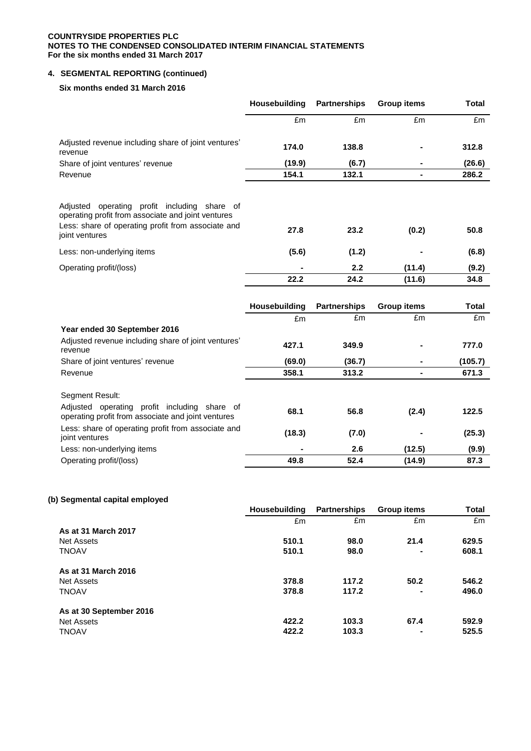## 4. SEGMENTAL REPORTING (continued)

### Six months ended 31 March 2016

| | Housebuilding | Partnerships | Group items | Total |
|---|---|---|---|---|
| | £m | £m | £m | £m |
| Adjusted revenue including share of joint ventures' revenue | **174.0** | **138.8** | **-** | **312.8** |
| Share of joint ventures' revenue | **(19.9)** | **(6.7)** | **-** | **(26.6)** |
| Revenue | **154.1** | **132.1** | **-** | **286.2** |
| | | | | |
| Adjusted operating profit including share of operating profit from associate and joint ventures | | | | |
| Less: share of operating profit from associate and joint ventures | **27.8** | **23.2** | **(0.2)** | **50.8** |
| Less: non-underlying items | **(5.6)** | **(1.2)** | **-** | **(6.8)** |
| Operating profit/(loss) | **-** | **2.2** | **(11.4)** | **(9.2)** |
| | **22.2** | **24.2** | **(11.6)** | **34.8** |

| | Housebuilding | Partnerships | Group items | Total |
|---|---|---|---|---|
| | £m | £m | £m | £m |
| **Year ended 30 September 2016** | | | | |
| Adjusted revenue including share of joint ventures' revenue | **427.1** | **349.9** | **-** | **777.0** |
| Share of joint ventures' revenue | **(69.0)** | **(36.7)** | **-** | **(105.7)** |
| Revenue | **358.1** | **313.2** | **-** | **671.3** |
| | | | | |
| Segment Result: | | | | |
| Adjusted operating profit including share of operating profit from associate and joint ventures | **68.1** | **56.8** | **(2.4)** | **122.5** |
| Less: share of operating profit from associate and joint ventures | **(18.3)** | **(7.0)** | **-** | **(25.3)** |
| Less: non-underlying items | **-** | **2.6** | **(12.5)** | **(9.9)** |
| Operating profit/(loss) | **49.8** | **52.4** | **(14.9)** | **87.3** |

### (b) Segmental capital employed

| | Housebuilding | Partnerships | Group items | Total |
|---|---|---|---|---|
| | £m | £m | £m | £m |
| **As at 31 March 2017** | | | | |
| Net Assets | **510.1** | **98.0** | **21.4** | **629.5** |
| TNOAV | **510.1** | **98.0** | **-** | **608.1** |
| | | | | |
| **As at 31 March 2016** | | | | |
| Net Assets | **378.8** | **117.2** | **50.2** | **546.2** |
| TNOAV | **378.8** | **117.2** | **-** | **496.0** |
| | | | | |
| **As at 30 September 2016** | | | | |
| Net Assets | **422.2** | **103.3** | **67.4** | **592.9** |
| TNOAV | **422.2** | **103.3** | **-** | **525.5** |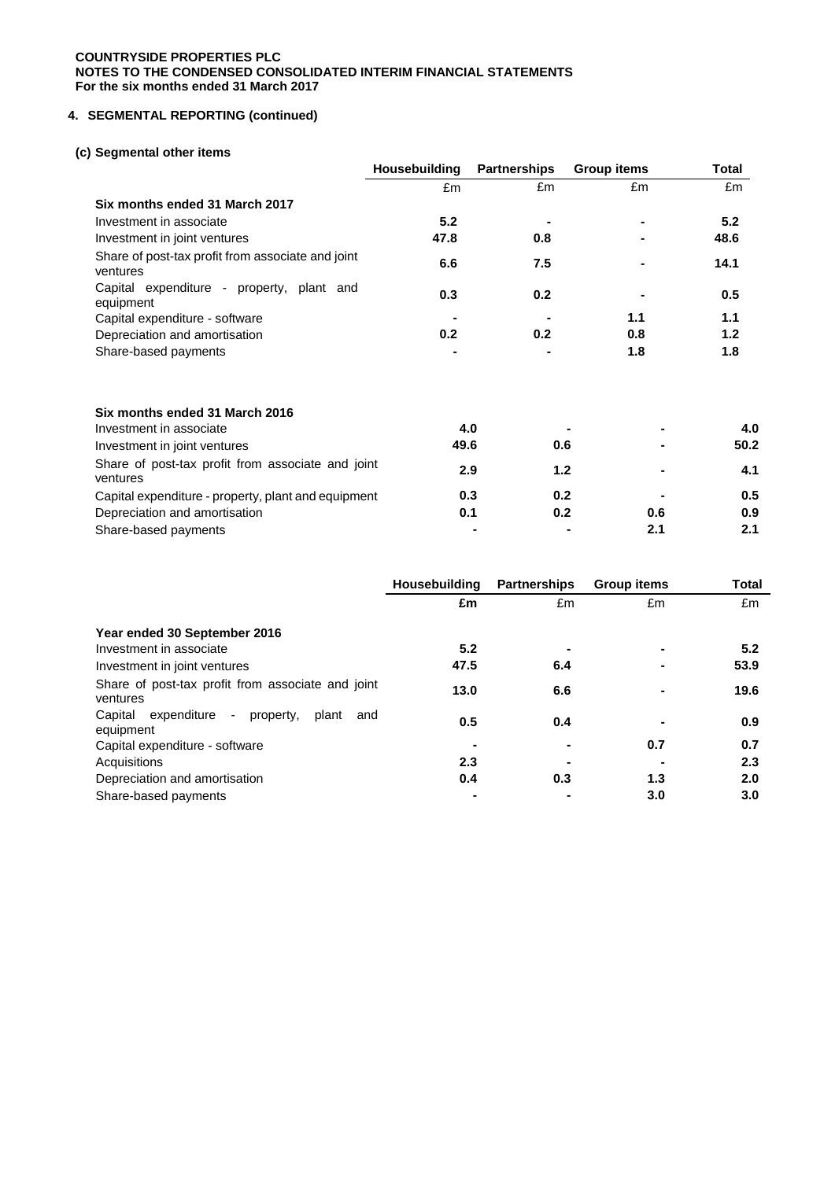**COUNTRYSIDE PROPERTIES PLC**
**NOTES TO THE CONDENSED CONSOLIDATED INTERIM FINANCIAL STATEMENTS**
**For the six months ended 31 March 2017**

## 4. SEGMENTAL REPORTING (continued)

### (c) Segmental other items

| | Housebuilding | Partnerships | Group items | Total |
|---|---|---|---|---|
| | £m | £m | £m | £m |
| **Six months ended 31 March 2017** | | | | |
| Investment in associate | **5.2** | **-** | **-** | **5.2** |
| Investment in joint ventures | **47.8** | **0.8** | **-** | **48.6** |
| Share of post-tax profit from associate and joint ventures | **6.6** | **7.5** | **-** | **14.1** |
| Capital expenditure - property, plant and equipment | **0.3** | **0.2** | **-** | **0.5** |
| Capital expenditure - software | **-** | **-** | **1.1** | **1.1** |
| Depreciation and amortisation | **0.2** | **0.2** | **0.8** | **1.2** |
| Share-based payments | **-** | **-** | **1.8** | **1.8** |
| | | | | |
| **Six months ended 31 March 2016** | | | | |
| Investment in associate | **4.0** | **-** | **-** | **4.0** |
| Investment in joint ventures | **49.6** | **0.6** | **-** | **50.2** |
| Share of post-tax profit from associate and joint ventures | **2.9** | **1.2** | **-** | **4.1** |
| Capital expenditure - property, plant and equipment | **0.3** | **0.2** | **-** | **0.5** |
| Depreciation and amortisation | **0.1** | **0.2** | **0.6** | **0.9** |
| Share-based payments | **-** | **-** | **2.1** | **2.1** |

| | Housebuilding | Partnerships | Group items | Total |
|---|---|---|---|---|
| | **£m** | £m | £m | £m |
| **Year ended 30 September 2016** | | | | |
| Investment in associate | **5.2** | **-** | **-** | **5.2** |
| Investment in joint ventures | **47.5** | **6.4** | **-** | **53.9** |
| Share of post-tax profit from associate and joint ventures | **13.0** | **6.6** | **-** | **19.6** |
| Capital expenditure - property, plant and equipment | **0.5** | **0.4** | **-** | **0.9** |
| Capital expenditure - software | **-** | **-** | **0.7** | **0.7** |
| Acquisitions | **2.3** | **-** | **-** | **2.3** |
| Depreciation and amortisation | **0.4** | **0.3** | **1.3** | **2.0** |
| Share-based payments | **-** | **-** | **3.0** | **3.0** |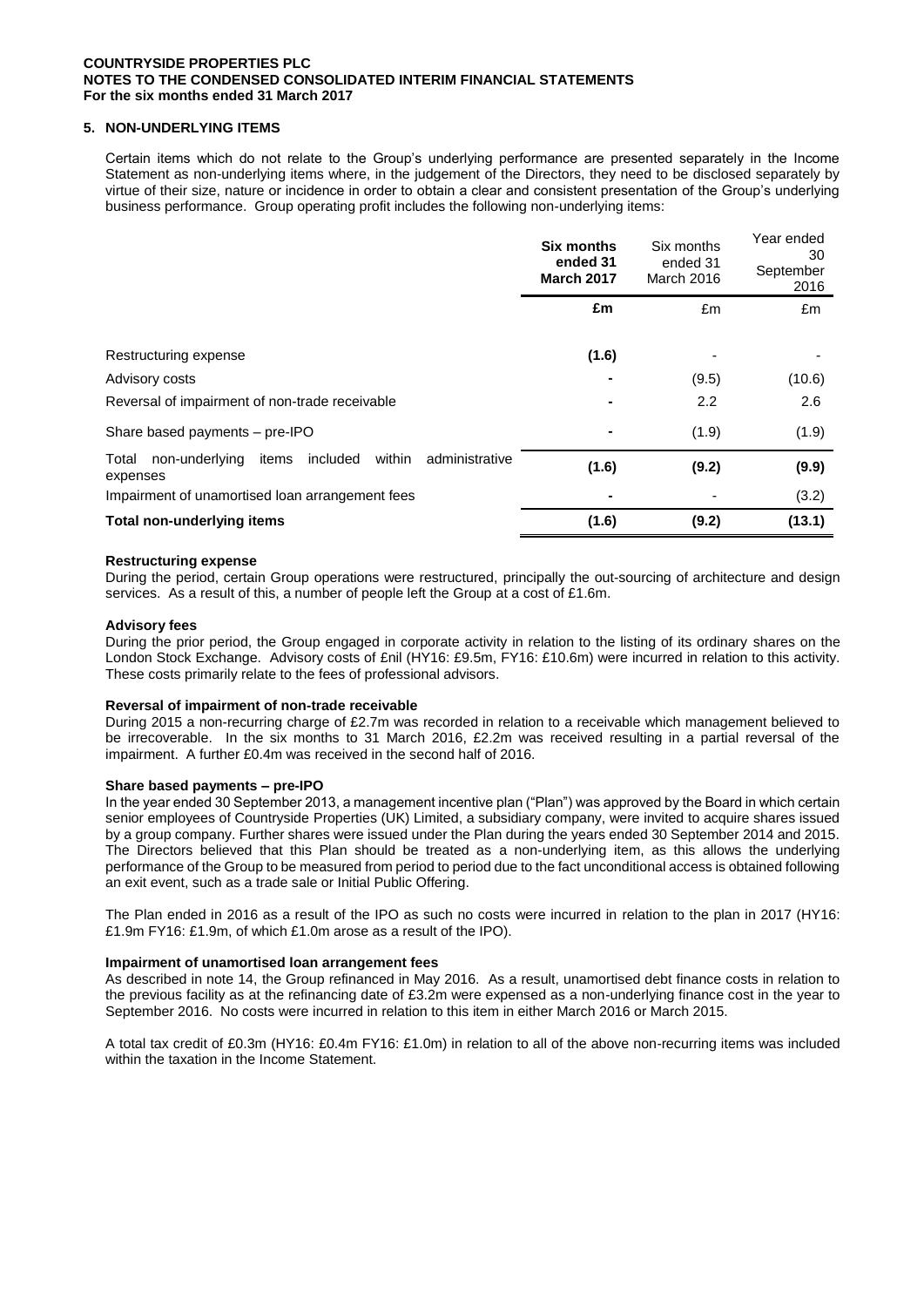**COUNTRYSIDE PROPERTIES PLC**
**NOTES TO THE CONDENSED CONSOLIDATED INTERIM FINANCIAL STATEMENTS**
**For the six months ended 31 March 2017**

## 5. NON-UNDERLYING ITEMS

Certain items which do not relate to the Group's underlying performance are presented separately in the Income Statement as non-underlying items where, in the judgement of the Directors, they need to be disclosed separately by virtue of their size, nature or incidence in order to obtain a clear and consistent presentation of the Group's underlying business performance. Group operating profit includes the following non-underlying items:

| | **Six months ended 31 March 2017** | Six months ended 31 March 2016 | Year ended 30 September 2016 |
|---|---|---|---|
| | **£m** | £m | £m |
| Restructuring expense | **(1.6)** | - | - |
| Advisory costs | **-** | (9.5) | (10.6) |
| Reversal of impairment of non-trade receivable | **-** | 2.2 | 2.6 |
| Share based payments – pre-IPO | **-** | (1.9) | (1.9) |
| Total non-underlying items included within administrative expenses | **(1.6)** | **(9.2)** | **(9.9)** |
| Impairment of unamortised loan arrangement fees | **-** | - | (3.2) |
| **Total non-underlying items** | **(1.6)** | **(9.2)** | **(13.1)** |

**Restructuring expense**
During the period, certain Group operations were restructured, principally the out-sourcing of architecture and design services. As a result of this, a number of people left the Group at a cost of £1.6m.

**Advisory fees**
During the prior period, the Group engaged in corporate activity in relation to the listing of its ordinary shares on the London Stock Exchange. Advisory costs of £nil (HY16: £9.5m, FY16: £10.6m) were incurred in relation to this activity. These costs primarily relate to the fees of professional advisors.

**Reversal of impairment of non-trade receivable**
During 2015 a non-recurring charge of £2.7m was recorded in relation to a receivable which management believed to be irrecoverable. In the six months to 31 March 2016, £2.2m was received resulting in a partial reversal of the impairment. A further £0.4m was received in the second half of 2016.

**Share based payments – pre-IPO**
In the year ended 30 September 2013, a management incentive plan ("Plan") was approved by the Board in which certain senior employees of Countryside Properties (UK) Limited, a subsidiary company, were invited to acquire shares issued by a group company. Further shares were issued under the Plan during the years ended 30 September 2014 and 2015. The Directors believed that this Plan should be treated as a non-underlying item, as this allows the underlying performance of the Group to be measured from period to period due to the fact unconditional access is obtained following an exit event, such as a trade sale or Initial Public Offering.

The Plan ended in 2016 as a result of the IPO as such no costs were incurred in relation to the plan in 2017 (HY16: £1.9m FY16: £1.9m, of which £1.0m arose as a result of the IPO).

**Impairment of unamortised loan arrangement fees**
As described in note 14, the Group refinanced in May 2016. As a result, unamortised debt finance costs in relation to the previous facility as at the refinancing date of £3.2m were expensed as a non-underlying finance cost in the year to September 2016. No costs were incurred in relation to this item in either March 2016 or March 2015.

A total tax credit of £0.3m (HY16: £0.4m FY16: £1.0m) in relation to all of the above non-recurring items was included within the taxation in the Income Statement.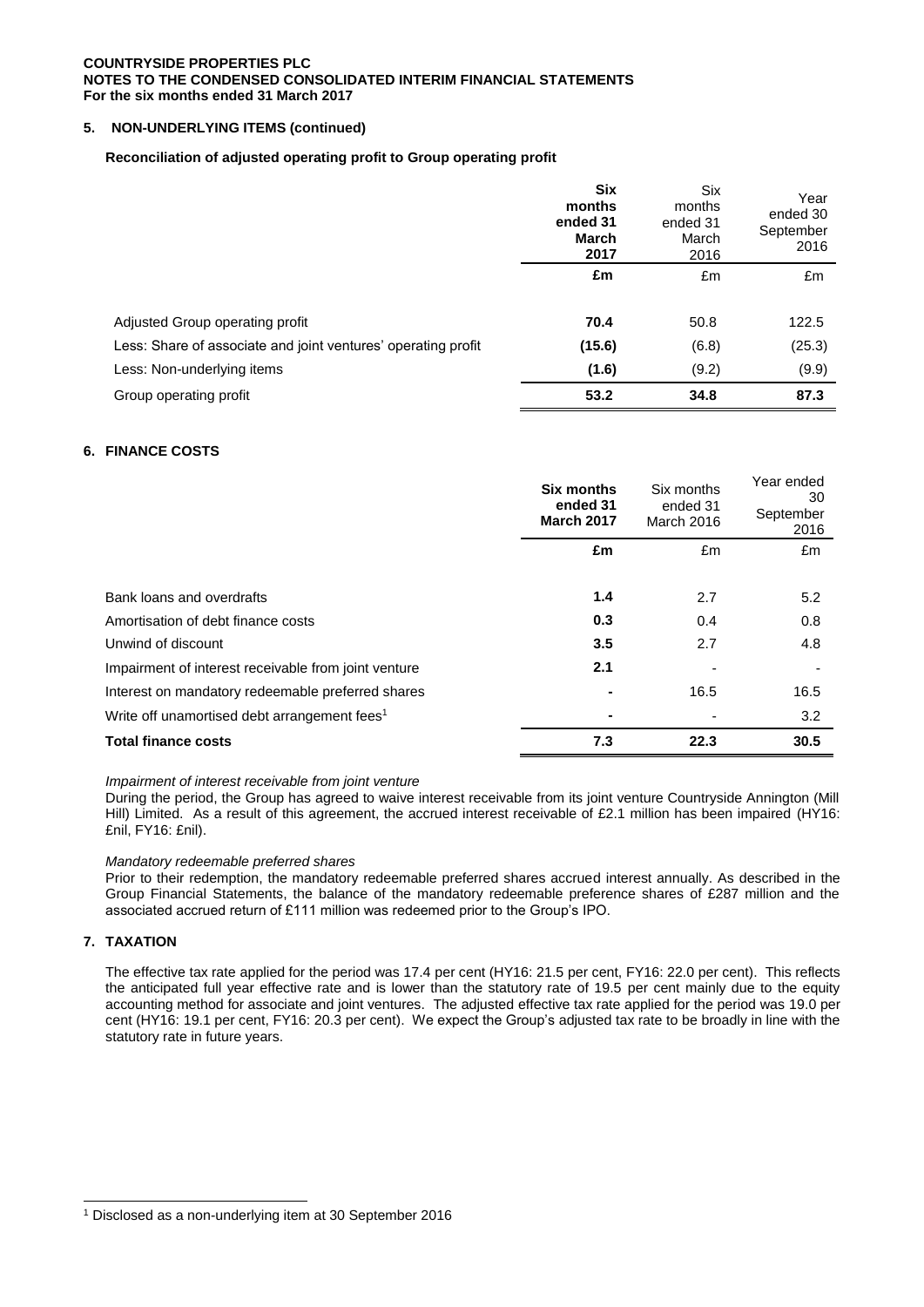**COUNTRYSIDE PROPERTIES PLC**
**NOTES TO THE CONDENSED CONSOLIDATED INTERIM FINANCIAL STATEMENTS**
**For the six months ended 31 March 2017**

## 5. NON-UNDERLYING ITEMS (continued)

**Reconciliation of adjusted operating profit to Group operating profit**

| | **Six months ended 31 March 2017** | Six months ended 31 March 2016 | Year ended 30 September 2016 |
|---|---|---|---|
| | **£m** | £m | £m |
| Adjusted Group operating profit | **70.4** | 50.8 | 122.5 |
| Less: Share of associate and joint ventures' operating profit | **(15.6)** | (6.8) | (25.3) |
| Less: Non-underlying items | **(1.6)** | (9.2) | (9.9) |
| Group operating profit | **53.2** | **34.8** | **87.3** |

## 6. FINANCE COSTS

| | **Six months ended 31 March 2017** | Six months ended 31 March 2016 | Year ended 30 September 2016 |
|---|---|---|---|
| | **£m** | £m | £m |
| Bank loans and overdrafts | **1.4** | 2.7 | 5.2 |
| Amortisation of debt finance costs | **0.3** | 0.4 | 0.8 |
| Unwind of discount | **3.5** | 2.7 | 4.8 |
| Impairment of interest receivable from joint venture | **2.1** | - | - |
| Interest on mandatory redeemable preferred shares | **-** | 16.5 | 16.5 |
| Write off unamortised debt arrangement fees[1] | **-** | - | 3.2 |
| **Total finance costs** | **7.3** | **22.3** | **30.5** |

*Impairment of interest receivable from joint venture*

During the period, the Group has agreed to waive interest receivable from its joint venture Countryside Annington (Mill Hill) Limited. As a result of this agreement, the accrued interest receivable of £2.1 million has been impaired (HY16: £nil, FY16: £nil).

*Mandatory redeemable preferred shares*

Prior to their redemption, the mandatory redeemable preferred shares accrued interest annually. As described in the Group Financial Statements, the balance of the mandatory redeemable preference shares of £287 million and the associated accrued return of £111 million was redeemed prior to the Group's IPO.

## 7. TAXATION

The effective tax rate applied for the period was 17.4 per cent (HY16: 21.5 per cent, FY16: 22.0 per cent). This reflects the anticipated full year effective rate and is lower than the statutory rate of 19.5 per cent mainly due to the equity accounting method for associate and joint ventures. The adjusted effective tax rate applied for the period was 19.0 per cent (HY16: 19.1 per cent, FY16: 20.3 per cent). We expect the Group's adjusted tax rate to be broadly in line with the statutory rate in future years.

[1] Disclosed as a non-underlying item at 30 September 2016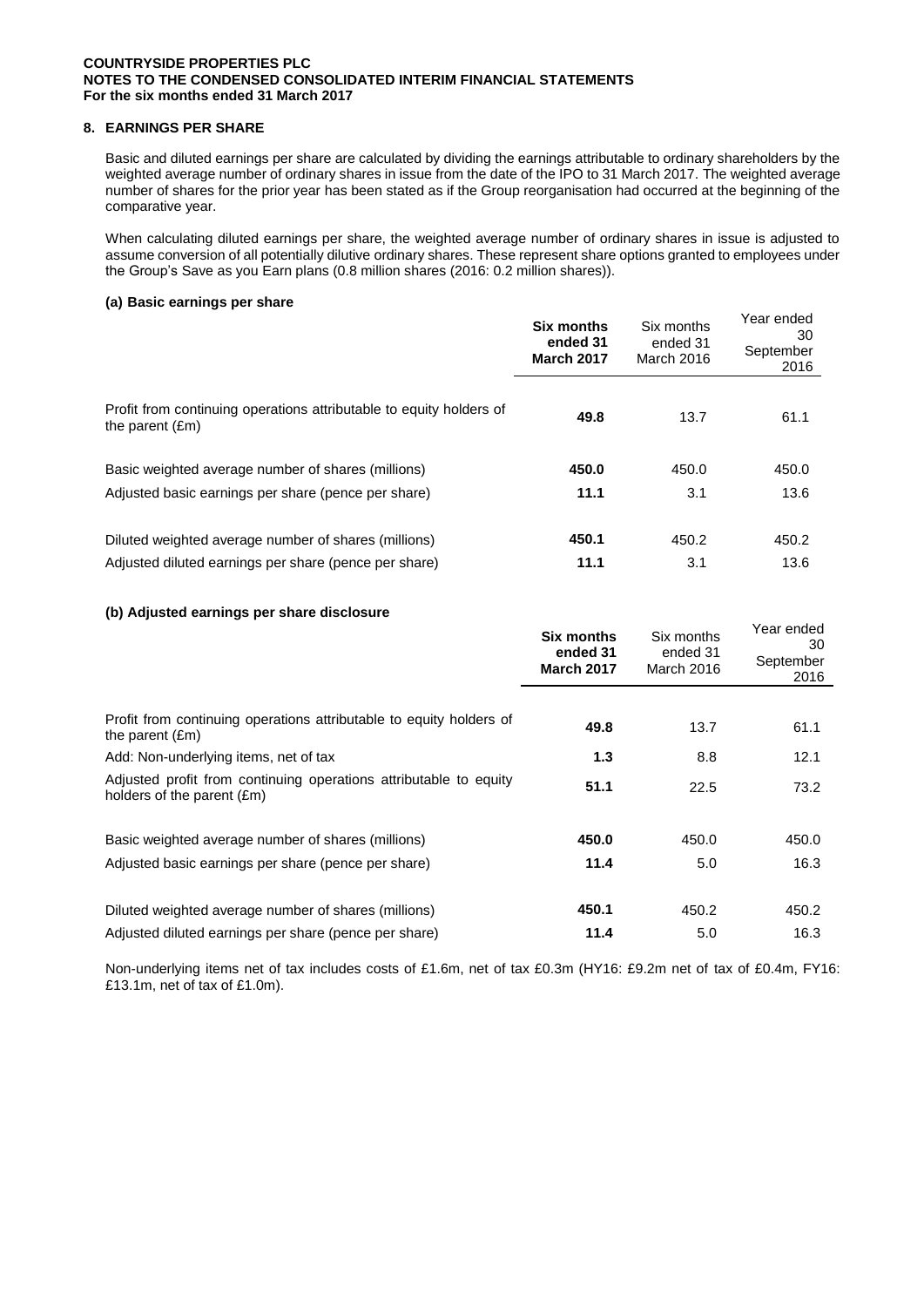**COUNTRYSIDE PROPERTIES PLC**
**NOTES TO THE CONDENSED CONSOLIDATED INTERIM FINANCIAL STATEMENTS**
**For the six months ended 31 March 2017**

## 8. EARNINGS PER SHARE

Basic and diluted earnings per share are calculated by dividing the earnings attributable to ordinary shareholders by the weighted average number of ordinary shares in issue from the date of the IPO to 31 March 2017. The weighted average number of shares for the prior year has been stated as if the Group reorganisation had occurred at the beginning of the comparative year.

When calculating diluted earnings per share, the weighted average number of ordinary shares in issue is adjusted to assume conversion of all potentially dilutive ordinary shares. These represent share options granted to employees under the Group's Save as you Earn plans (0.8 million shares (2016: 0.2 million shares)).

### (a) Basic earnings per share

| | **Six months ended 31 March 2017** | Six months ended 31 March 2016 | Year ended 30 September 2016 |
|---|---|---|---|
| Profit from continuing operations attributable to equity holders of the parent (£m) | **49.8** | 13.7 | 61.1 |
| Basic weighted average number of shares (millions) | **450.0** | 450.0 | 450.0 |
| Adjusted basic earnings per share (pence per share) | **11.1** | 3.1 | 13.6 |
| Diluted weighted average number of shares (millions) | **450.1** | 450.2 | 450.2 |
| Adjusted diluted earnings per share (pence per share) | **11.1** | 3.1 | 13.6 |

### (b) Adjusted earnings per share disclosure

| | **Six months ended 31 March 2017** | Six months ended 31 March 2016 | Year ended 30 September 2016 |
|---|---|---|---|
| Profit from continuing operations attributable to equity holders of the parent (£m) | **49.8** | 13.7 | 61.1 |
| Add: Non-underlying items, net of tax | **1.3** | 8.8 | 12.1 |
| Adjusted profit from continuing operations attributable to equity holders of the parent (£m) | **51.1** | 22.5 | 73.2 |
| Basic weighted average number of shares (millions) | **450.0** | 450.0 | 450.0 |
| Adjusted basic earnings per share (pence per share) | **11.4** | 5.0 | 16.3 |
| Diluted weighted average number of shares (millions) | **450.1** | 450.2 | 450.2 |
| Adjusted diluted earnings per share (pence per share) | **11.4** | 5.0 | 16.3 |

Non-underlying items net of tax includes costs of £1.6m, net of tax £0.3m (HY16: £9.2m net of tax of £0.4m, FY16: £13.1m, net of tax of £1.0m).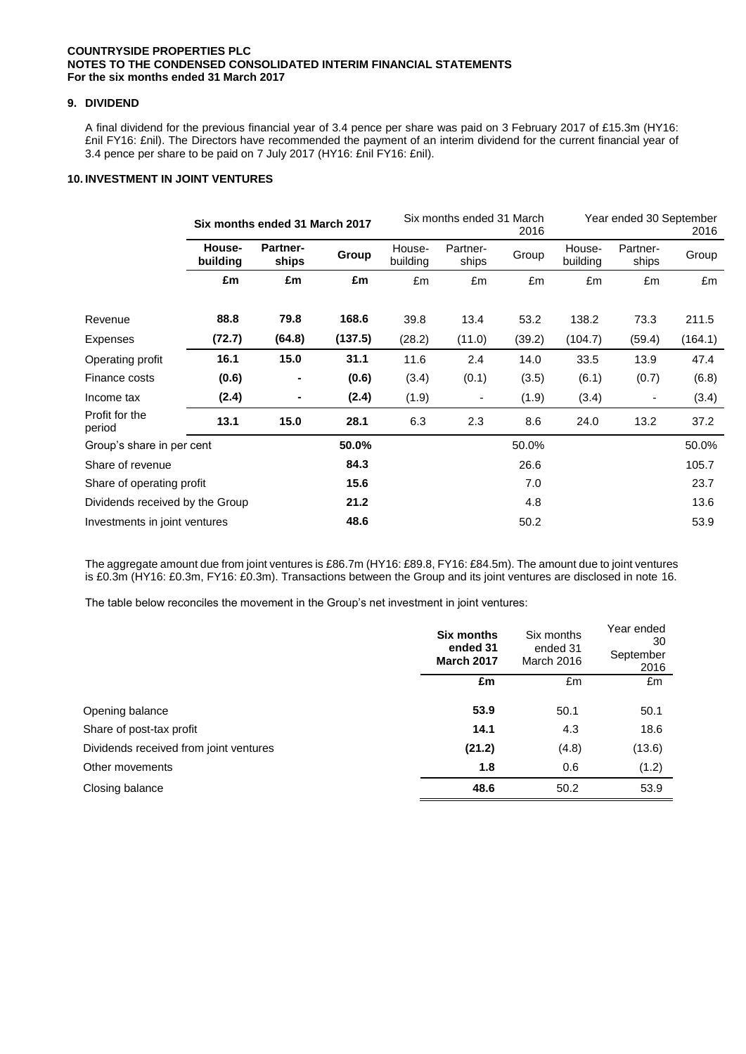**COUNTRYSIDE PROPERTIES PLC**
**NOTES TO THE CONDENSED CONSOLIDATED INTERIM FINANCIAL STATEMENTS**
**For the six months ended 31 March 2017**

## 9. DIVIDEND

A final dividend for the previous financial year of 3.4 pence per share was paid on 3 February 2017 of £15.3m (HY16: £nil FY16: £nil). The Directors have recommended the payment of an interim dividend for the current financial year of 3.4 pence per share to be paid on 7 July 2017 (HY16: £nil FY16: £nil).

## 10. INVESTMENT IN JOINT VENTURES

| | **Six months ended 31 March 2017** | | | Six months ended 31 March 2016 | | | Year ended 30 September 2016 | | |
|---|---|---|---|---|---|---|---|---|---|
| | **House-building** | **Partner-ships** | **Group** | House-building | Partner-ships | Group | House-building | Partner-ships | Group |
| | **£m** | **£m** | **£m** | £m | £m | £m | £m | £m | £m |
| Revenue | **88.8** | **79.8** | **168.6** | 39.8 | 13.4 | 53.2 | 138.2 | 73.3 | 211.5 |
| Expenses | **(72.7)** | **(64.8)** | **(137.5)** | (28.2) | (11.0) | (39.2) | (104.7) | (59.4) | (164.1) |
| Operating profit | **16.1** | **15.0** | **31.1** | 11.6 | 2.4 | 14.0 | 33.5 | 13.9 | 47.4 |
| Finance costs | **(0.6)** | **-** | **(0.6)** | (3.4) | (0.1) | (3.5) | (6.1) | (0.7) | (6.8) |
| Income tax | **(2.4)** | **-** | **(2.4)** | (1.9) | - | (1.9) | (3.4) | - | (3.4) |
| Profit for the period | **13.1** | **15.0** | **28.1** | 6.3 | 2.3 | 8.6 | 24.0 | 13.2 | 37.2 |
| Group's share in per cent | | | **50.0%** | | | 50.0% | | | 50.0% |
| Share of revenue | | | **84.3** | | | 26.6 | | | 105.7 |
| Share of operating profit | | | **15.6** | | | 7.0 | | | 23.7 |
| Dividends received by the Group | | | **21.2** | | | 4.8 | | | 13.6 |
| Investments in joint ventures | | | **48.6** | | | 50.2 | | | 53.9 |

The aggregate amount due from joint ventures is £86.7m (HY16: £89.8, FY16: £84.5m). The amount due to joint ventures is £0.3m (HY16: £0.3m, FY16: £0.3m). Transactions between the Group and its joint ventures are disclosed in note 16.

The table below reconciles the movement in the Group's net investment in joint ventures:

| | **Six months ended 31 March 2017** | Six months ended 31 March 2016 | Year ended 30 September 2016 |
|---|---|---|---|
| | **£m** | £m | £m |
| Opening balance | **53.9** | 50.1 | 50.1 |
| Share of post-tax profit | **14.1** | 4.3 | 18.6 |
| Dividends received from joint ventures | **(21.2)** | (4.8) | (13.6) |
| Other movements | **1.8** | 0.6 | (1.2) |
| Closing balance | **48.6** | 50.2 | 53.9 |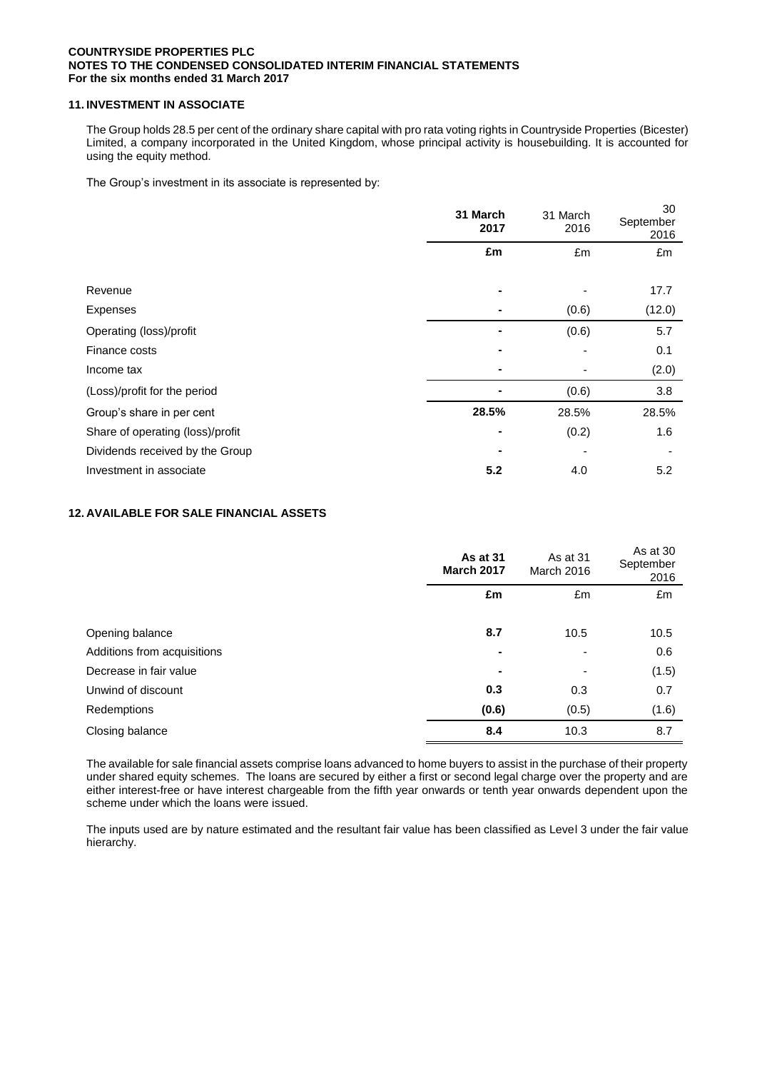**COUNTRYSIDE PROPERTIES PLC**
**NOTES TO THE CONDENSED CONSOLIDATED INTERIM FINANCIAL STATEMENTS**
**For the six months ended 31 March 2017**

## 11. INVESTMENT IN ASSOCIATE

The Group holds 28.5 per cent of the ordinary share capital with pro rata voting rights in Countryside Properties (Bicester) Limited, a company incorporated in the United Kingdom, whose principal activity is housebuilding. It is accounted for using the equity method.

The Group's investment in its associate is represented by:

| | **31 March 2017** | 31 March 2016 | 30 September 2016 |
|---|---|---|---|
| | **£m** | £m | £m |
| Revenue | **-** | - | 17.7 |
| Expenses | **-** | (0.6) | (12.0) |
| Operating (loss)/profit | **-** | (0.6) | 5.7 |
| Finance costs | **-** | - | 0.1 |
| Income tax | **-** | - | (2.0) |
| (Loss)/profit for the period | **-** | (0.6) | 3.8 |
| Group's share in per cent | **28.5%** | 28.5% | 28.5% |
| Share of operating (loss)/profit | **-** | (0.2) | 1.6 |
| Dividends received by the Group | **-** | - | - |
| Investment in associate | **5.2** | 4.0 | 5.2 |

## 12. AVAILABLE FOR SALE FINANCIAL ASSETS

| | **As at 31 March 2017** | As at 31 March 2016 | As at 30 September 2016 |
|---|---|---|---|
| | **£m** | £m | £m |
| Opening balance | **8.7** | 10.5 | 10.5 |
| Additions from acquisitions | **-** | - | 0.6 |
| Decrease in fair value | **-** | - | (1.5) |
| Unwind of discount | **0.3** | 0.3 | 0.7 |
| Redemptions | **(0.6)** | (0.5) | (1.6) |
| Closing balance | **8.4** | 10.3 | 8.7 |

The available for sale financial assets comprise loans advanced to home buyers to assist in the purchase of their property under shared equity schemes. The loans are secured by either a first or second legal charge over the property and are either interest-free or have interest chargeable from the fifth year onwards or tenth year onwards dependent upon the scheme under which the loans were issued.

The inputs used are by nature estimated and the resultant fair value has been classified as Level 3 under the fair value hierarchy.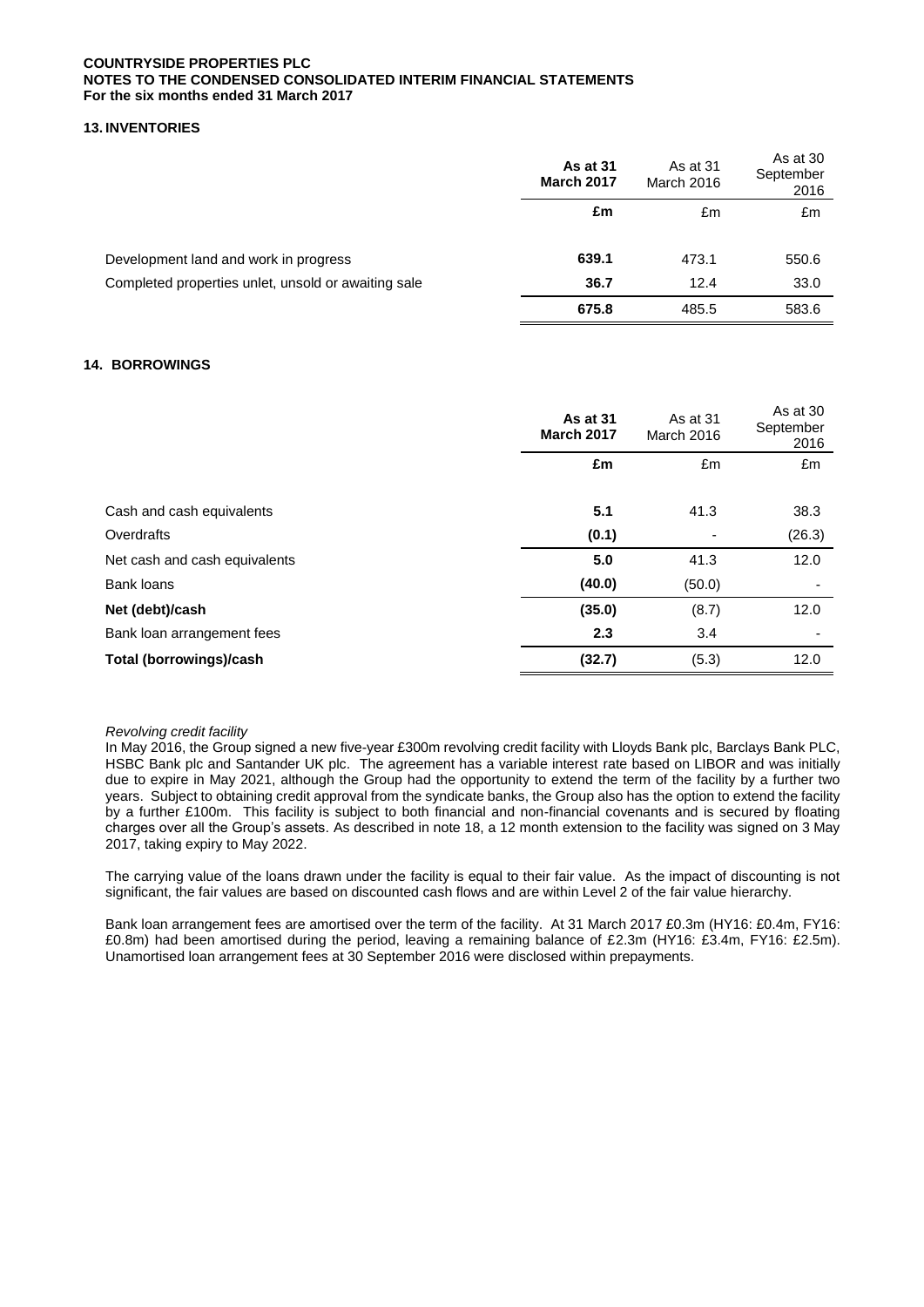**COUNTRYSIDE PROPERTIES PLC**
**NOTES TO THE CONDENSED CONSOLIDATED INTERIM FINANCIAL STATEMENTS**
**For the six months ended 31 March 2017**

## 13. INVENTORIES

| | **As at 31 March 2017** | As at 31 March 2016 | As at 30 September 2016 |
|---|---|---|---|
| | **£m** | £m | £m |
| Development land and work in progress | **639.1** | 473.1 | 550.6 |
| Completed properties unlet, unsold or awaiting sale | **36.7** | 12.4 | 33.0 |
| | **675.8** | 485.5 | 583.6 |

## 14. BORROWINGS

| | **As at 31 March 2017** | As at 31 March 2016 | As at 30 September 2016 |
|---|---|---|---|
| | **£m** | £m | £m |
| Cash and cash equivalents | **5.1** | 41.3 | 38.3 |
| Overdrafts | **(0.1)** | - | (26.3) |
| Net cash and cash equivalents | **5.0** | 41.3 | 12.0 |
| Bank loans | **(40.0)** | (50.0) | - |
| **Net (debt)/cash** | **(35.0)** | (8.7) | 12.0 |
| Bank loan arrangement fees | **2.3** | 3.4 | - |
| **Total (borrowings)/cash** | **(32.7)** | (5.3) | 12.0 |

*Revolving credit facility*

In May 2016, the Group signed a new five-year £300m revolving credit facility with Lloyds Bank plc, Barclays Bank PLC, HSBC Bank plc and Santander UK plc. The agreement has a variable interest rate based on LIBOR and was initially due to expire in May 2021, although the Group had the opportunity to extend the term of the facility by a further two years. Subject to obtaining credit approval from the syndicate banks, the Group also has the option to extend the facility by a further £100m. This facility is subject to both financial and non-financial covenants and is secured by floating charges over all the Group's assets. As described in note 18, a 12 month extension to the facility was signed on 3 May 2017, taking expiry to May 2022.

The carrying value of the loans drawn under the facility is equal to their fair value. As the impact of discounting is not significant, the fair values are based on discounted cash flows and are within Level 2 of the fair value hierarchy.

Bank loan arrangement fees are amortised over the term of the facility. At 31 March 2017 £0.3m (HY16: £0.4m, FY16: £0.8m) had been amortised during the period, leaving a remaining balance of £2.3m (HY16: £3.4m, FY16: £2.5m). Unamortised loan arrangement fees at 30 September 2016 were disclosed within prepayments.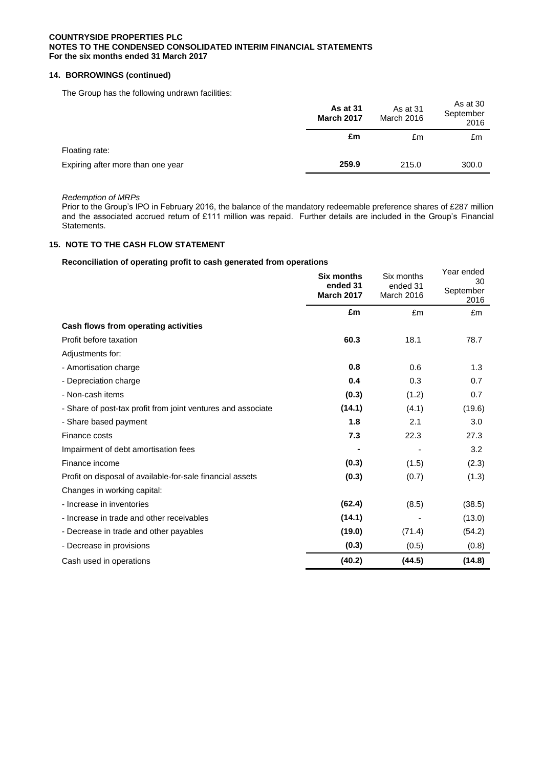### 14. BORROWINGS (continued)

The Group has the following undrawn facilities:

| | As at 31 March 2017 | As at 31 March 2016 | As at 30 September 2016 |
|---|---|---|---|
| | £m | £m | £m |
| Floating rate: | | | |
| Expiring after more than one year | 259.9 | 215.0 | 300.0 |

*Redemption of MRPs*

Prior to the Group's IPO in February 2016, the balance of the mandatory redeemable preference shares of £287 million and the associated accrued return of £111 million was repaid. Further details are included in the Group's Financial Statements.

### 15. NOTE TO THE CASH FLOW STATEMENT

**Reconciliation of operating profit to cash generated from operations**

| | Six months ended 31 March 2017 | Six months ended 31 March 2016 | Year ended 30 September 2016 |
|---|---|---|---|
| | £m | £m | £m |
| **Cash flows from operating activities** | | | |
| Profit before taxation | 60.3 | 18.1 | 78.7 |
| Adjustments for: | | | |
| - Amortisation charge | 0.8 | 0.6 | 1.3 |
| - Depreciation charge | 0.4 | 0.3 | 0.7 |
| - Non-cash items | (0.3) | (1.2) | 0.7 |
| - Share of post-tax profit from joint ventures and associate | (14.1) | (4.1) | (19.6) |
| - Share based payment | 1.8 | 2.1 | 3.0 |
| Finance costs | 7.3 | 22.3 | 27.3 |
| Impairment of debt amortisation fees | - | - | 3.2 |
| Finance income | (0.3) | (1.5) | (2.3) |
| Profit on disposal of available-for-sale financial assets | (0.3) | (0.7) | (1.3) |
| Changes in working capital: | | | |
| - Increase in inventories | (62.4) | (8.5) | (38.5) |
| - Increase in trade and other receivables | (14.1) | - | (13.0) |
| - Decrease in trade and other payables | (19.0) | (71.4) | (54.2) |
| - Decrease in provisions | (0.3) | (0.5) | (0.8) |
| Cash used in operations | **(40.2)** | **(44.5)** | **(14.8)** |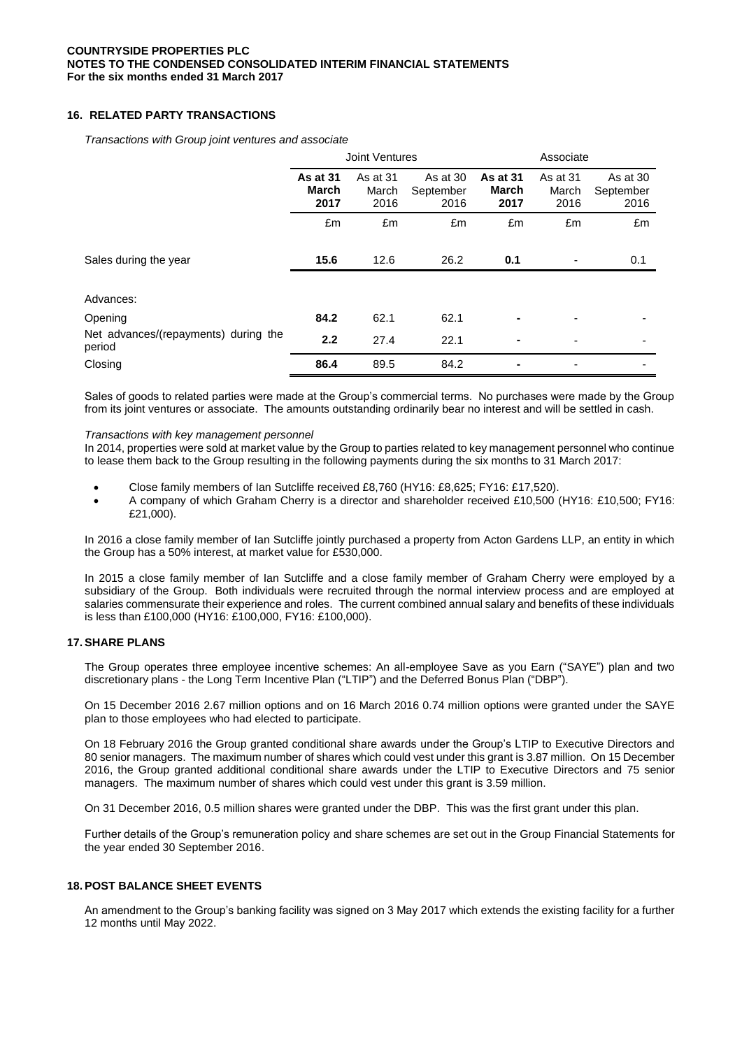## 16. RELATED PARTY TRANSACTIONS

*Transactions with Group joint ventures and associate*

| | Joint Ventures | | | Associate | | |
|---|---|---|---|---|---|---|
| | **As at 31 March 2017** | As at 31 March 2016 | As at 30 September 2016 | **As at 31 March 2017** | As at 31 March 2016 | As at 30 September 2016 |
| | £m | £m | £m | £m | £m | £m |
| Sales during the year | **15.6** | 12.6 | 26.2 | **0.1** | - | 0.1 |
| Advances: | | | | | | |
| Opening | **84.2** | 62.1 | 62.1 | **-** | - | - |
| Net advances/(repayments) during the period | **2.2** | 27.4 | 22.1 | **-** | - | - |
| Closing | **86.4** | 89.5 | 84.2 | **-** | - | - |

Sales of goods to related parties were made at the Group's commercial terms. No purchases were made by the Group from its joint ventures or associate. The amounts outstanding ordinarily bear no interest and will be settled in cash.

*Transactions with key management personnel*

In 2014, properties were sold at market value by the Group to parties related to key management personnel who continue to lease them back to the Group resulting in the following payments during the six months to 31 March 2017:

- Close family members of Ian Sutcliffe received £8,760 (HY16: £8,625; FY16: £17,520).
- A company of which Graham Cherry is a director and shareholder received £10,500 (HY16: £10,500; FY16: £21,000).

In 2016 a close family member of Ian Sutcliffe jointly purchased a property from Acton Gardens LLP, an entity in which the Group has a 50% interest, at market value for £530,000.

In 2015 a close family member of Ian Sutcliffe and a close family member of Graham Cherry were employed by a subsidiary of the Group. Both individuals were recruited through the normal interview process and are employed at salaries commensurate their experience and roles. The current combined annual salary and benefits of these individuals is less than £100,000 (HY16: £100,000, FY16: £100,000).

## 17. SHARE PLANS

The Group operates three employee incentive schemes: An all-employee Save as you Earn ("SAYE") plan and two discretionary plans - the Long Term Incentive Plan ("LTIP") and the Deferred Bonus Plan ("DBP").

On 15 December 2016 2.67 million options and on 16 March 2016 0.74 million options were granted under the SAYE plan to those employees who had elected to participate.

On 18 February 2016 the Group granted conditional share awards under the Group's LTIP to Executive Directors and 80 senior managers. The maximum number of shares which could vest under this grant is 3.87 million. On 15 December 2016, the Group granted additional conditional share awards under the LTIP to Executive Directors and 75 senior managers. The maximum number of shares which could vest under this grant is 3.59 million.

On 31 December 2016, 0.5 million shares were granted under the DBP. This was the first grant under this plan.

Further details of the Group's remuneration policy and share schemes are set out in the Group Financial Statements for the year ended 30 September 2016.

## 18. POST BALANCE SHEET EVENTS

An amendment to the Group's banking facility was signed on 3 May 2017 which extends the existing facility for a further 12 months until May 2022.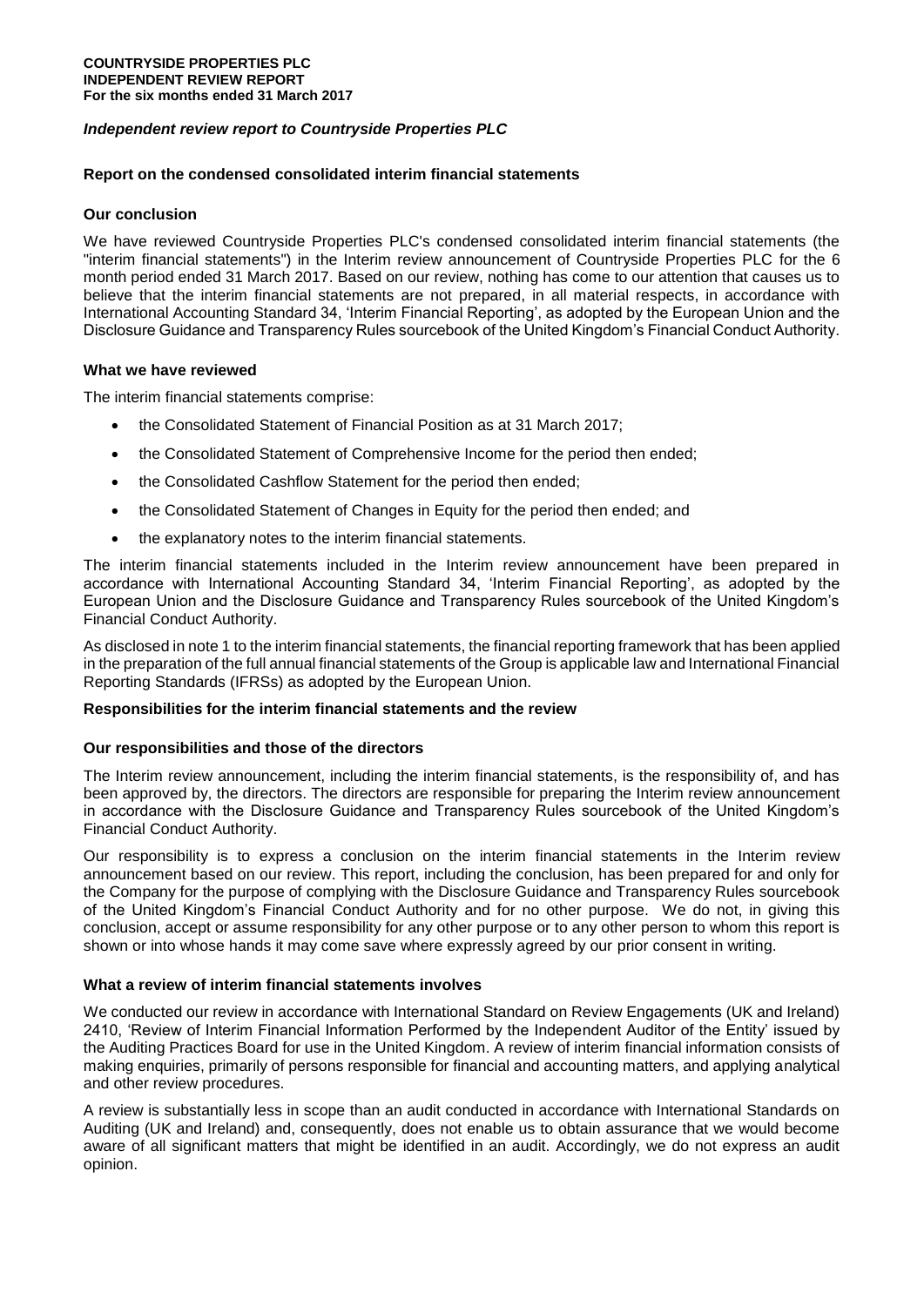*Independent review report to Countryside Properties PLC*

## Report on the condensed consolidated interim financial statements

### Our conclusion

We have reviewed Countryside Properties PLC's condensed consolidated interim financial statements (the "interim financial statements") in the Interim review announcement of Countryside Properties PLC for the 6 month period ended 31 March 2017. Based on our review, nothing has come to our attention that causes us to believe that the interim financial statements are not prepared, in all material respects, in accordance with International Accounting Standard 34, 'Interim Financial Reporting', as adopted by the European Union and the Disclosure Guidance and Transparency Rules sourcebook of the United Kingdom's Financial Conduct Authority.

### What we have reviewed

The interim financial statements comprise:

- the Consolidated Statement of Financial Position as at 31 March 2017;
- the Consolidated Statement of Comprehensive Income for the period then ended;
- the Consolidated Cashflow Statement for the period then ended;
- the Consolidated Statement of Changes in Equity for the period then ended; and
- the explanatory notes to the interim financial statements.

The interim financial statements included in the Interim review announcement have been prepared in accordance with International Accounting Standard 34, 'Interim Financial Reporting', as adopted by the European Union and the Disclosure Guidance and Transparency Rules sourcebook of the United Kingdom's Financial Conduct Authority.

As disclosed in note 1 to the interim financial statements, the financial reporting framework that has been applied in the preparation of the full annual financial statements of the Group is applicable law and International Financial Reporting Standards (IFRSs) as adopted by the European Union.

## Responsibilities for the interim financial statements and the review

### Our responsibilities and those of the directors

The Interim review announcement, including the interim financial statements, is the responsibility of, and has been approved by, the directors. The directors are responsible for preparing the Interim review announcement in accordance with the Disclosure Guidance and Transparency Rules sourcebook of the United Kingdom's Financial Conduct Authority.

Our responsibility is to express a conclusion on the interim financial statements in the Interim review announcement based on our review. This report, including the conclusion, has been prepared for and only for the Company for the purpose of complying with the Disclosure Guidance and Transparency Rules sourcebook of the United Kingdom's Financial Conduct Authority and for no other purpose. We do not, in giving this conclusion, accept or assume responsibility for any other purpose or to any other person to whom this report is shown or into whose hands it may come save where expressly agreed by our prior consent in writing.

### What a review of interim financial statements involves

We conducted our review in accordance with International Standard on Review Engagements (UK and Ireland) 2410, 'Review of Interim Financial Information Performed by the Independent Auditor of the Entity' issued by the Auditing Practices Board for use in the United Kingdom. A review of interim financial information consists of making enquiries, primarily of persons responsible for financial and accounting matters, and applying analytical and other review procedures.

A review is substantially less in scope than an audit conducted in accordance with International Standards on Auditing (UK and Ireland) and, consequently, does not enable us to obtain assurance that we would become aware of all significant matters that might be identified in an audit. Accordingly, we do not express an audit opinion.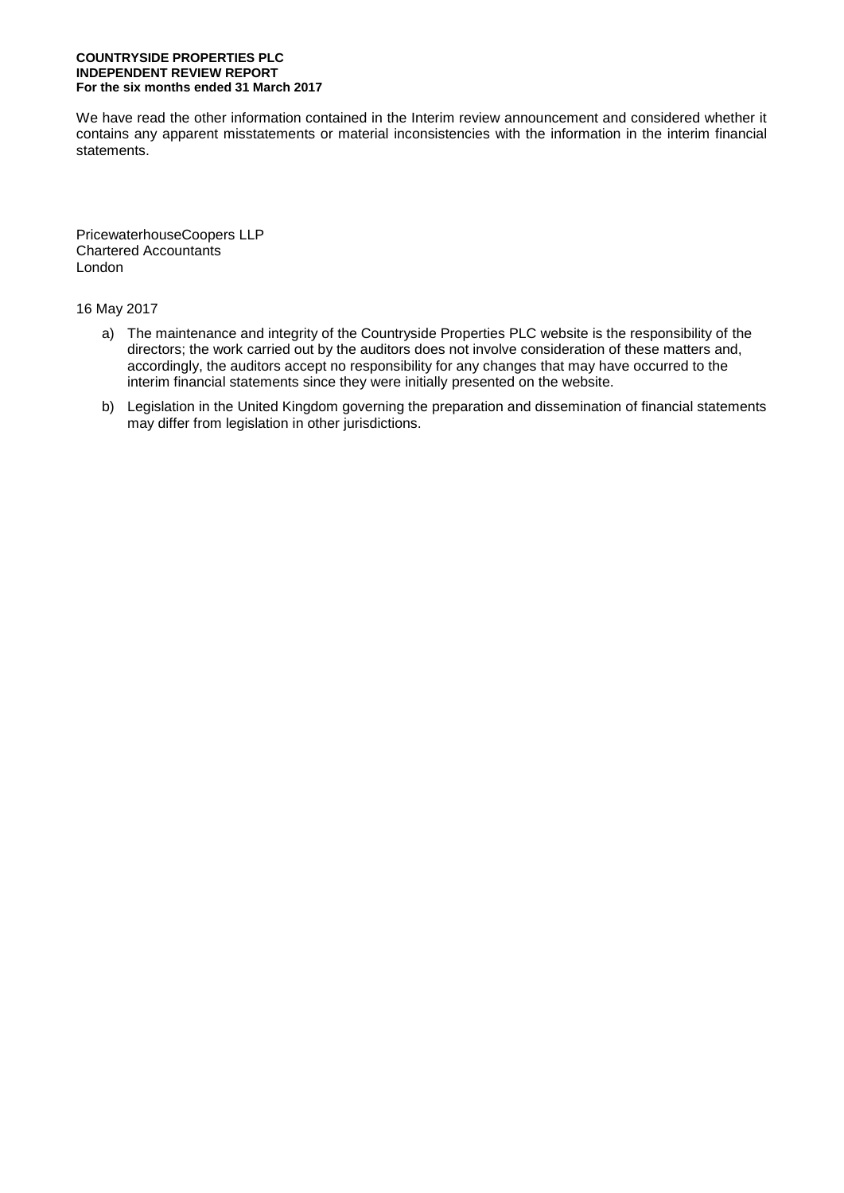We have read the other information contained in the Interim review announcement and considered whether it contains any apparent misstatements or material inconsistencies with the information in the interim financial statements.

PricewaterhouseCoopers LLP
Chartered Accountants
London

16 May 2017

a) The maintenance and integrity of the Countryside Properties PLC website is the responsibility of the directors; the work carried out by the auditors does not involve consideration of these matters and, accordingly, the auditors accept no responsibility for any changes that may have occurred to the interim financial statements since they were initially presented on the website.

b) Legislation in the United Kingdom governing the preparation and dissemination of financial statements may differ from legislation in other jurisdictions.